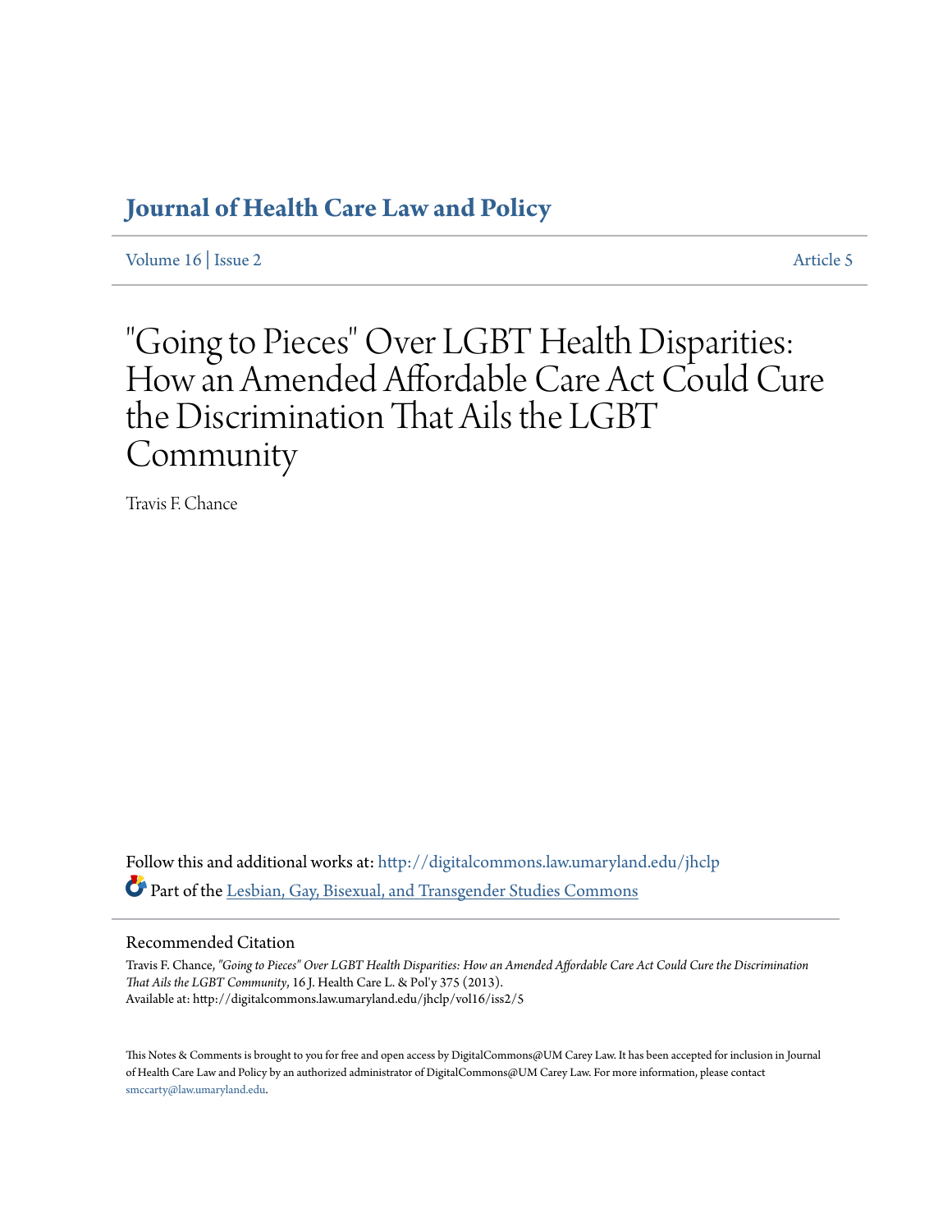# Journal of Health Care Law and Policy

Volume 16 | Issue 2 Article 5

# "Going to Pieces" Over LGBT Health Disparities: How an Amended Affordable Care Act Could Cure the Discrimination That Ails the LGBT Community

Travis F. Chance

Follow this and additional works at: http://digitalcommons.law.umaryland.edu/jhclp

Part of the Lesbian, Gay, Bisexual, and Transgender Studies Commons

## Recommended Citation

Travis F. Chance, *"Going to Pieces" Over LGBT Health Disparities: How an Amended Affordable Care Act Could Cure the Discrimination That Ails the LGBT Community*, 16 J. Health Care L. & Pol'y 375 (2013).
Available at: http://digitalcommons.law.umaryland.edu/jhclp/vol16/iss2/5

This Notes & Comments is brought to you for free and open access by DigitalCommons@UM Carey Law. It has been accepted for inclusion in Journal of Health Care Law and Policy by an authorized administrator of DigitalCommons@UM Carey Law. For more information, please contact smccarty@law.umaryland.edu.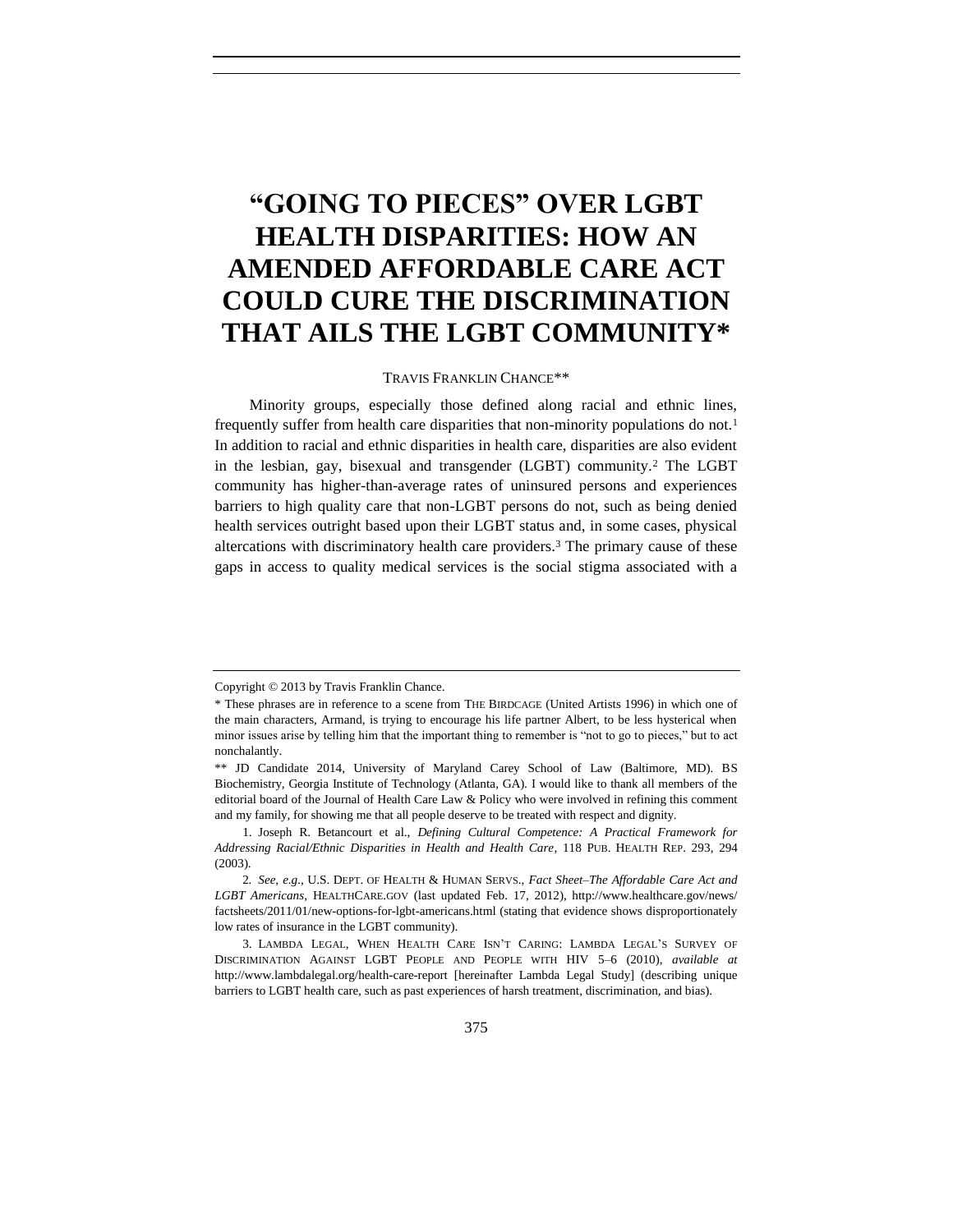# "GOING TO PIECES" OVER LGBT HEALTH DISPARITIES: HOW AN AMENDED AFFORDABLE CARE ACT COULD CURE THE DISCRIMINATION THAT AILS THE LGBT COMMUNITY*

TRAVIS FRANKLIN CHANCE**

Minority groups, especially those defined along racial and ethnic lines, frequently suffer from health care disparities that non-minority populations do not.[1] In addition to racial and ethnic disparities in health care, disparities are also evident in the lesbian, gay, bisexual and transgender (LGBT) community.[2] The LGBT community has higher-than-average rates of uninsured persons and experiences barriers to high quality care that non-LGBT persons do not, such as being denied health services outright based upon their LGBT status and, in some cases, physical altercations with discriminatory health care providers.[3] The primary cause of these gaps in access to quality medical services is the social stigma associated with a

---

Copyright © 2013 by Travis Franklin Chance.

\* These phrases are in reference to a scene from THE BIRDCAGE (United Artists 1996) in which one of the main characters, Armand, is trying to encourage his life partner Albert, to be less hysterical when minor issues arise by telling him that the important thing to remember is "not to go to pieces," but to act nonchalantly.

\*\* JD Candidate 2014, University of Maryland Carey School of Law (Baltimore, MD). BS Biochemistry, Georgia Institute of Technology (Atlanta, GA). I would like to thank all members of the editorial board of the Journal of Health Care Law & Policy who were involved in refining this comment and my family, for showing me that all people deserve to be treated with respect and dignity.

1. Joseph R. Betancourt et al., *Defining Cultural Competence: A Practical Framework for Addressing Racial/Ethnic Disparities in Health and Health Care*, 118 PUB. HEALTH REP. 293, 294 (2003).

2. *See, e.g.*, U.S. DEPT. OF HEALTH & HUMAN SERVS., *Fact Sheet–The Affordable Care Act and LGBT Americans*, HEALTHCARE.GOV (last updated Feb. 17, 2012), http://www.healthcare.gov/news/factsheets/2011/01/new-options-for-lgbt-americans.html (stating that evidence shows disproportionately low rates of insurance in the LGBT community).

3. LAMBDA LEGAL, WHEN HEALTH CARE ISN'T CARING: LAMBDA LEGAL'S SURVEY OF DISCRIMINATION AGAINST LGBT PEOPLE AND PEOPLE WITH HIV 5–6 (2010), *available at* http://www.lambdalegal.org/health-care-report [hereinafter Lambda Legal Study] (describing unique barriers to LGBT health care, such as past experiences of harsh treatment, discrimination, and bias).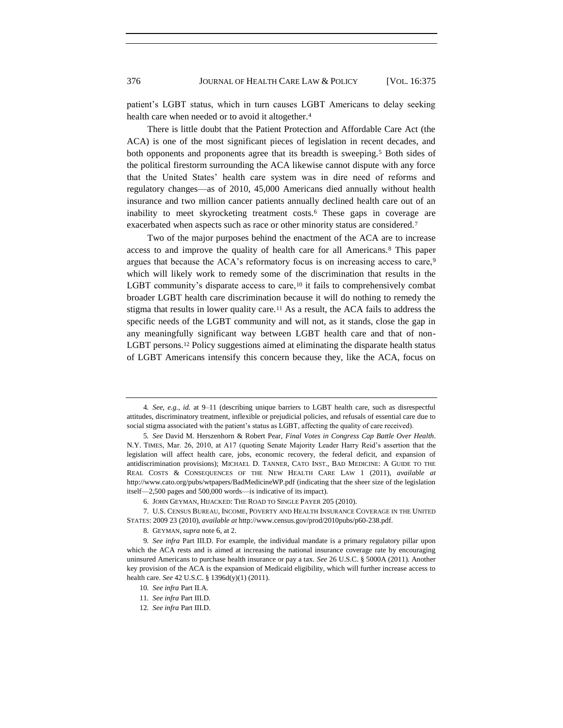patient's LGBT status, which in turn causes LGBT Americans to delay seeking health care when needed or to avoid it altogether.[4]

There is little doubt that the Patient Protection and Affordable Care Act (the ACA) is one of the most significant pieces of legislation in recent decades, and both opponents and proponents agree that its breadth is sweeping.[5] Both sides of the political firestorm surrounding the ACA likewise cannot dispute with any force that the United States' health care system was in dire need of reforms and regulatory changes—as of 2010, 45,000 Americans died annually without health insurance and two million cancer patients annually declined health care out of an inability to meet skyrocketing treatment costs.[6] These gaps in coverage are exacerbated when aspects such as race or other minority status are considered.[7]

Two of the major purposes behind the enactment of the ACA are to increase access to and improve the quality of health care for all Americans.[8] This paper argues that because the ACA's reformatory focus is on increasing access to care,[9] which will likely work to remedy some of the discrimination that results in the LGBT community's disparate access to care,[10] it fails to comprehensively combat broader LGBT health care discrimination because it will do nothing to remedy the stigma that results in lower quality care.[11] As a result, the ACA fails to address the specific needs of the LGBT community and will not, as it stands, close the gap in any meaningfully significant way between LGBT health care and that of non-LGBT persons.[12] Policy suggestions aimed at eliminating the disparate health status of LGBT Americans intensify this concern because they, like the ACA, focus on

---

4. *See, e.g.*, *id.* at 9–11 (describing unique barriers to LGBT health care, such as disrespectful attitudes, discriminatory treatment, inflexible or prejudicial policies, and refusals of essential care due to social stigma associated with the patient's status as LGBT, affecting the quality of care received).

5. *See* David M. Herszenhorn & Robert Pear, *Final Votes in Congress Cap Battle Over Health*. N.Y. TIMES, Mar. 26, 2010, at A17 (quoting Senate Majority Leader Harry Reid's assertion that the legislation will affect health care, jobs, economic recovery, the federal deficit, and expansion of antidiscrimination provisions); MICHAEL D. TANNER, CATO INST., BAD MEDICINE: A GUIDE TO THE REAL COSTS & CONSEQUENCES OF THE NEW HEALTH CARE LAW 1 (2011), *available at* http://www.cato.org/pubs/wtpapers/BadMedicineWP.pdf (indicating that the sheer size of the legislation itself—2,500 pages and 500,000 words—is indicative of its impact).

6. JOHN GEYMAN, HIJACKED: THE ROAD TO SINGLE PAYER 205 (2010).

7. U.S. CENSUS BUREAU, INCOME, POVERTY AND HEALTH INSURANCE COVERAGE IN THE UNITED STATES: 2009 23 (2010), *available at* http://www.census.gov/prod/2010pubs/p60-238.pdf.

8. GEYMAN, *supra* note 6, at 2.

9. *See infra* Part III.D. For example, the individual mandate is a primary regulatory pillar upon which the ACA rests and is aimed at increasing the national insurance coverage rate by encouraging uninsured Americans to purchase health insurance or pay a tax. *See* 26 U.S.C. § 5000A (2011). Another key provision of the ACA is the expansion of Medicaid eligibility, which will further increase access to health care. *See* 42 U.S.C. § 1396d(y)(1) (2011).

10. *See infra* Part II.A.

11. *See infra* Part III.D.

12. *See infra* Part III.D.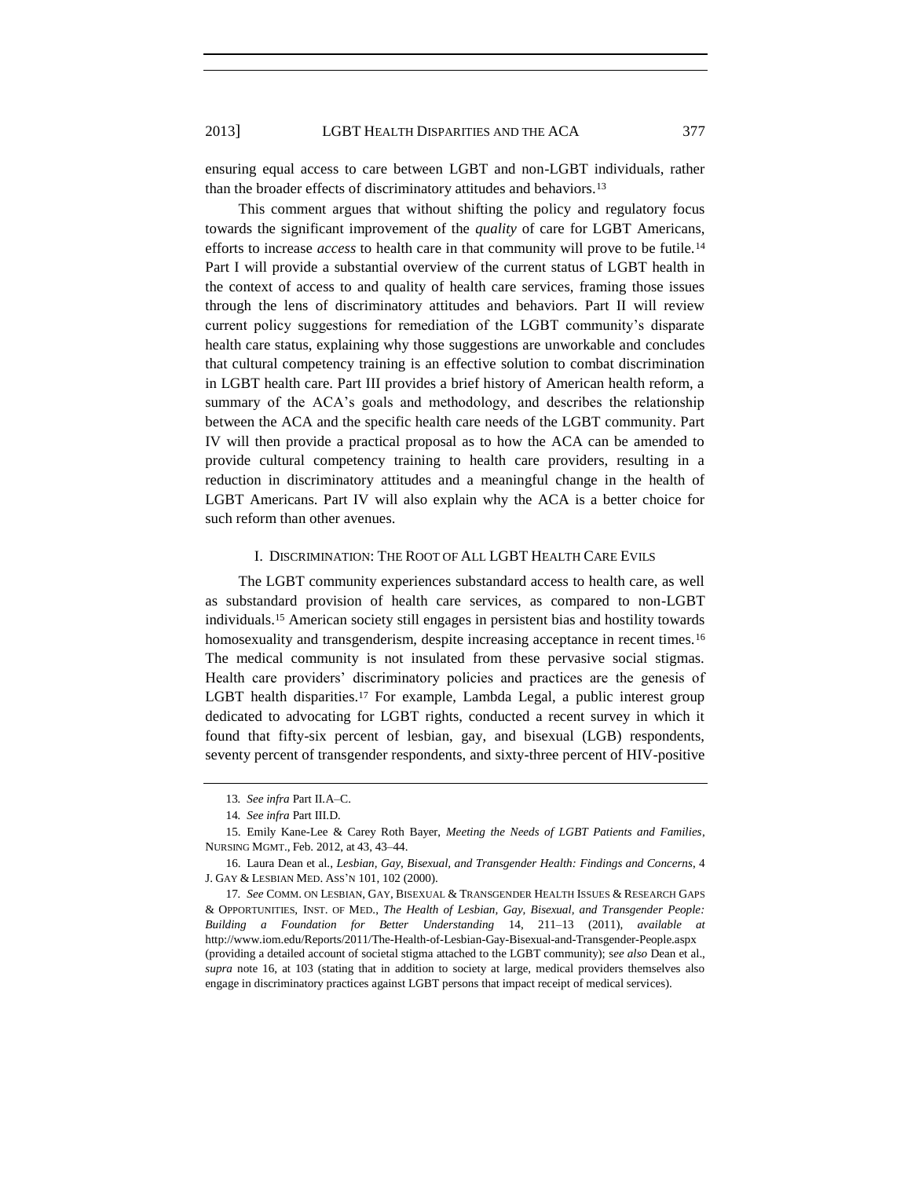ensuring equal access to care between LGBT and non-LGBT individuals, rather than the broader effects of discriminatory attitudes and behaviors.[13]

This comment argues that without shifting the policy and regulatory focus towards the significant improvement of the *quality* of care for LGBT Americans, efforts to increase *access* to health care in that community will prove to be futile.[14] Part I will provide a substantial overview of the current status of LGBT health in the context of access to and quality of health care services, framing those issues through the lens of discriminatory attitudes and behaviors. Part II will review current policy suggestions for remediation of the LGBT community's disparate health care status, explaining why those suggestions are unworkable and concludes that cultural competency training is an effective solution to combat discrimination in LGBT health care. Part III provides a brief history of American health reform, a summary of the ACA's goals and methodology, and describes the relationship between the ACA and the specific health care needs of the LGBT community. Part IV will then provide a practical proposal as to how the ACA can be amended to provide cultural competency training to health care providers, resulting in a reduction in discriminatory attitudes and a meaningful change in the health of LGBT Americans. Part IV will also explain why the ACA is a better choice for such reform than other avenues.

## I. Discrimination: The Root of All LGBT Health Care Evils

The LGBT community experiences substandard access to health care, as well as substandard provision of health care services, as compared to non-LGBT individuals.[15] American society still engages in persistent bias and hostility towards homosexuality and transgenderism, despite increasing acceptance in recent times.[16] The medical community is not insulated from these pervasive social stigmas. Health care providers' discriminatory policies and practices are the genesis of LGBT health disparities.[17] For example, Lambda Legal, a public interest group dedicated to advocating for LGBT rights, conducted a recent survey in which it found that fifty-six percent of lesbian, gay, and bisexual (LGB) respondents, seventy percent of transgender respondents, and sixty-three percent of HIV-positive

---

13. *See infra* Part II.A–C.

14. *See infra* Part III.D.

15. Emily Kane-Lee & Carey Roth Bayer, *Meeting the Needs of LGBT Patients and Families*, NURSING MGMT., Feb. 2012, at 43, 43–44.

16. Laura Dean et al., *Lesbian, Gay, Bisexual, and Transgender Health: Findings and Concerns*, 4 J. GAY & LESBIAN MED. ASS'N 101, 102 (2000).

17. *See* COMM. ON LESBIAN, GAY, BISEXUAL & TRANSGENDER HEALTH ISSUES & RESEARCH GAPS & OPPORTUNITIES, INST. OF MED., *The Health of Lesbian, Gay, Bisexual, and Transgender People: Building a Foundation for Better Understanding* 14, 211–13 (2011), *available at* http://www.iom.edu/Reports/2011/The-Health-of-Lesbian-Gay-Bisexual-and-Transgender-People.aspx (providing a detailed account of societal stigma attached to the LGBT community); *see also* Dean et al., *supra* note 16, at 103 (stating that in addition to society at large, medical providers themselves also engage in discriminatory practices against LGBT persons that impact receipt of medical services).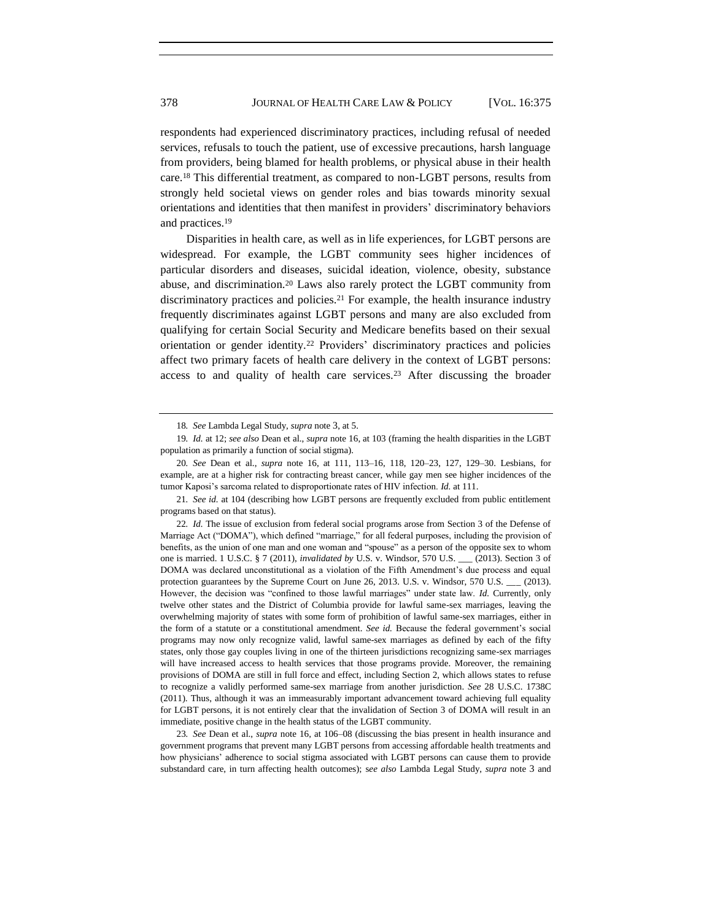respondents had experienced discriminatory practices, including refusal of needed services, refusals to touch the patient, use of excessive precautions, harsh language from providers, being blamed for health problems, or physical abuse in their health care.[18] This differential treatment, as compared to non-LGBT persons, results from strongly held societal views on gender roles and bias towards minority sexual orientations and identities that then manifest in providers' discriminatory behaviors and practices.[19]

Disparities in health care, as well as in life experiences, for LGBT persons are widespread. For example, the LGBT community sees higher incidences of particular disorders and diseases, suicidal ideation, violence, obesity, substance abuse, and discrimination.[20] Laws also rarely protect the LGBT community from discriminatory practices and policies.[21] For example, the health insurance industry frequently discriminates against LGBT persons and many are also excluded from qualifying for certain Social Security and Medicare benefits based on their sexual orientation or gender identity.[22] Providers' discriminatory practices and policies affect two primary facets of health care delivery in the context of LGBT persons: access to and quality of health care services.[23] After discussing the broader

---

18. *See* Lambda Legal Study, *supra* note 3, at 5.

19. *Id.* at 12; *see also* Dean et al., *supra* note 16, at 103 (framing the health disparities in the LGBT population as primarily a function of social stigma).

20. *See* Dean et al., *supra* note 16, at 111, 113–16, 118, 120–23, 127, 129–30. Lesbians, for example, are at a higher risk for contracting breast cancer, while gay men see higher incidences of the tumor Kaposi's sarcoma related to disproportionate rates of HIV infection. *Id.* at 111.

21. *See id.* at 104 (describing how LGBT persons are frequently excluded from public entitlement programs based on that status).

22. *Id.* The issue of exclusion from federal social programs arose from Section 3 of the Defense of Marriage Act ("DOMA"), which defined "marriage," for all federal purposes, including the provision of benefits, as the union of one man and one woman and "spouse" as a person of the opposite sex to whom one is married. 1 U.S.C. § 7 (2011), *invalidated by* U.S. v. Windsor, 570 U.S. ___ (2013). Section 3 of DOMA was declared unconstitutional as a violation of the Fifth Amendment's due process and equal protection guarantees by the Supreme Court on June 26, 2013. U.S. v. Windsor, 570 U.S. ___ (2013). However, the decision was "confined to those lawful marriages" under state law. *Id.* Currently, only twelve other states and the District of Columbia provide for lawful same-sex marriages, leaving the overwhelming majority of states with some form of prohibition of lawful same-sex marriages, either in the form of a statute or a constitutional amendment. *See id.* Because the federal government's social programs may now only recognize valid, lawful same-sex marriages as defined by each of the fifty states, only those gay couples living in one of the thirteen jurisdictions recognizing same-sex marriages will have increased access to health services that those programs provide. Moreover, the remaining provisions of DOMA are still in full force and effect, including Section 2, which allows states to refuse to recognize a validly performed same-sex marriage from another jurisdiction. *See* 28 U.S.C. 1738C (2011). Thus, although it was an immeasurably important advancement toward achieving full equality for LGBT persons, it is not entirely clear that the invalidation of Section 3 of DOMA will result in an immediate, positive change in the health status of the LGBT community.

23. *See* Dean et al., *supra* note 16, at 106–08 (discussing the bias present in health insurance and government programs that prevent many LGBT persons from accessing affordable health treatments and how physicians' adherence to social stigma associated with LGBT persons can cause them to provide substandard care, in turn affecting health outcomes); s*ee also* Lambda Legal Study, *supra* note 3 and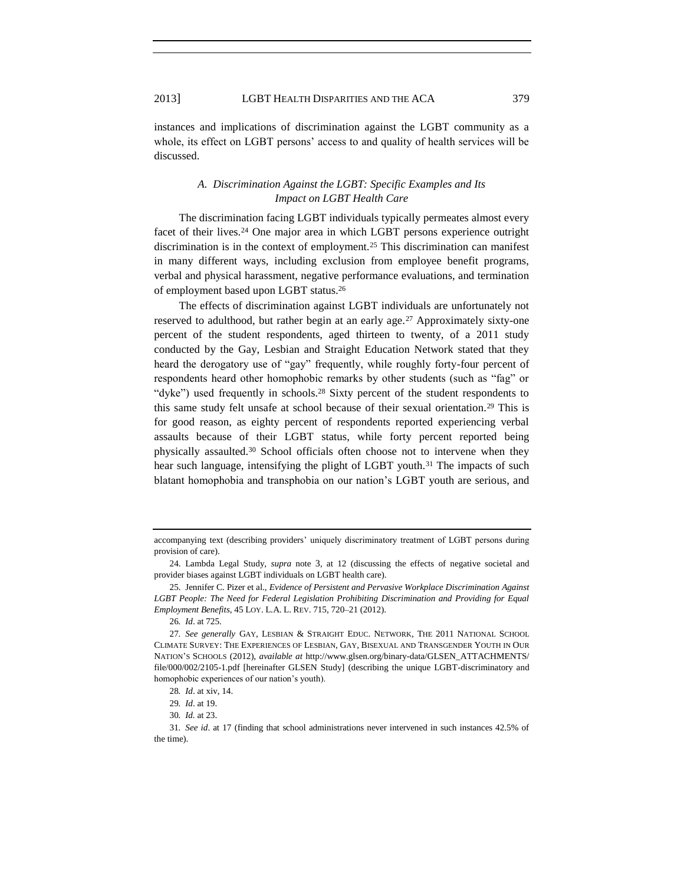instances and implications of discrimination against the LGBT community as a whole, its effect on LGBT persons' access to and quality of health services will be discussed.

### *A. Discrimination Against the LGBT: Specific Examples and Its Impact on LGBT Health Care*

The discrimination facing LGBT individuals typically permeates almost every facet of their lives.[24] One major area in which LGBT persons experience outright discrimination is in the context of employment.[25] This discrimination can manifest in many different ways, including exclusion from employee benefit programs, verbal and physical harassment, negative performance evaluations, and termination of employment based upon LGBT status.[26]

The effects of discrimination against LGBT individuals are unfortunately not reserved to adulthood, but rather begin at an early age.[27] Approximately sixty-one percent of the student respondents, aged thirteen to twenty, of a 2011 study conducted by the Gay, Lesbian and Straight Education Network stated that they heard the derogatory use of "gay" frequently, while roughly forty-four percent of respondents heard other homophobic remarks by other students (such as "fag" or "dyke") used frequently in schools.[28] Sixty percent of the student respondents to this same study felt unsafe at school because of their sexual orientation.[29] This is for good reason, as eighty percent of respondents reported experiencing verbal assaults because of their LGBT status, while forty percent reported being physically assaulted.[30] School officials often choose not to intervene when they hear such language, intensifying the plight of LGBT youth.[31] The impacts of such blatant homophobia and transphobia on our nation's LGBT youth are serious, and

---

accompanying text (describing providers' uniquely discriminatory treatment of LGBT persons during provision of care).

24. Lambda Legal Study, *supra* note 3, at 12 (discussing the effects of negative societal and provider biases against LGBT individuals on LGBT health care).

25. Jennifer C. Pizer et al., *Evidence of Persistent and Pervasive Workplace Discrimination Against LGBT People: The Need for Federal Legislation Prohibiting Discrimination and Providing for Equal Employment Benefits*, 45 LOY. L.A. L. REV. 715, 720–21 (2012).

26. *Id*. at 725.

27. *See generally* GAY, LESBIAN & STRAIGHT EDUC. NETWORK, THE 2011 NATIONAL SCHOOL CLIMATE SURVEY: THE EXPERIENCES OF LESBIAN, GAY, BISEXUAL AND TRANSGENDER YOUTH IN OUR NATION'S SCHOOLS (2012), *available at* http://www.glsen.org/binary-data/GLSEN_ATTACHMENTS/file/000/002/2105-1.pdf [hereinafter GLSEN Study] (describing the unique LGBT-discriminatory and homophobic experiences of our nation's youth).

28. *Id*. at xiv, 14.

29. *Id*. at 19.

30. *Id.* at 23.

31. *See id*. at 17 (finding that school administrations never intervened in such instances 42.5% of the time).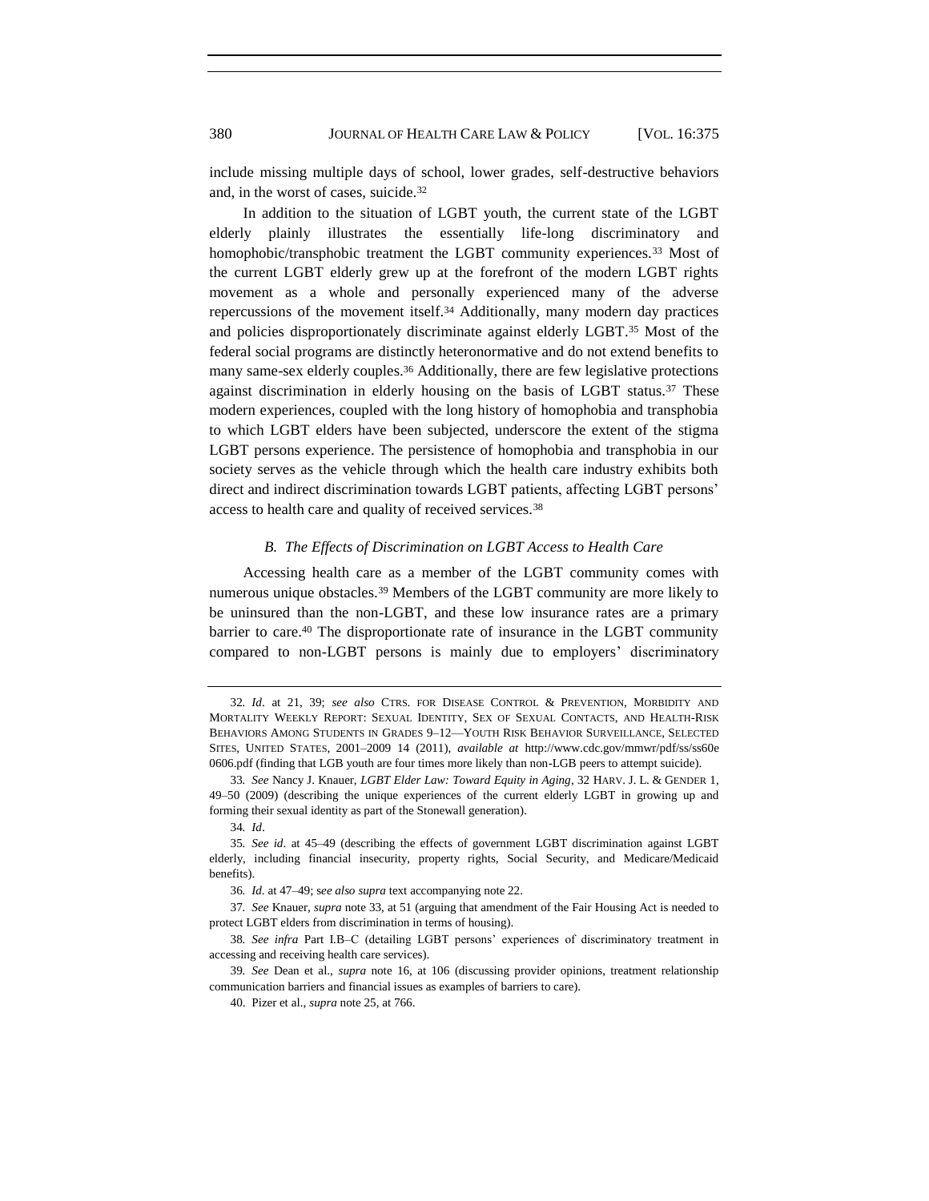include missing multiple days of school, lower grades, self-destructive behaviors and, in the worst of cases, suicide.[32]

In addition to the situation of LGBT youth, the current state of the LGBT elderly plainly illustrates the essentially life-long discriminatory and homophobic/transphobic treatment the LGBT community experiences.[33] Most of the current LGBT elderly grew up at the forefront of the modern LGBT rights movement as a whole and personally experienced many of the adverse repercussions of the movement itself.[34] Additionally, many modern day practices and policies disproportionately discriminate against elderly LGBT.[35] Most of the federal social programs are distinctly heteronormative and do not extend benefits to many same-sex elderly couples.[36] Additionally, there are few legislative protections against discrimination in elderly housing on the basis of LGBT status.[37] These modern experiences, coupled with the long history of homophobia and transphobia to which LGBT elders have been subjected, underscore the extent of the stigma LGBT persons experience. The persistence of homophobia and transphobia in our society serves as the vehicle through which the health care industry exhibits both direct and indirect discrimination towards LGBT patients, affecting LGBT persons' access to health care and quality of received services.[38]

### *B. The Effects of Discrimination on LGBT Access to Health Care*

Accessing health care as a member of the LGBT community comes with numerous unique obstacles.[39] Members of the LGBT community are more likely to be uninsured than the non-LGBT, and these low insurance rates are a primary barrier to care.[40] The disproportionate rate of insurance in the LGBT community compared to non-LGBT persons is mainly due to employers' discriminatory

---

32. *Id*. at 21, 39; *see also* CTRS. FOR DISEASE CONTROL & PREVENTION, MORBIDITY AND MORTALITY WEEKLY REPORT: SEXUAL IDENTITY, SEX OF SEXUAL CONTACTS, AND HEALTH-RISK BEHAVIORS AMONG STUDENTS IN GRADES 9–12—YOUTH RISK BEHAVIOR SURVEILLANCE, SELECTED SITES, UNITED STATES, 2001–2009 14 (2011), *available at* http://www.cdc.gov/mmwr/pdf/ss/ss60e0606.pdf (finding that LGB youth are four times more likely than non-LGB peers to attempt suicide).

33. *See* Nancy J. Knauer, *LGBT Elder Law: Toward Equity in Aging*, 32 HARV. J. L. & GENDER 1, 49–50 (2009) (describing the unique experiences of the current elderly LGBT in growing up and forming their sexual identity as part of the Stonewall generation).

34. *Id*.

35. *See id*. at 45–49 (describing the effects of government LGBT discrimination against LGBT elderly, including financial insecurity, property rights, Social Security, and Medicare/Medicaid benefits).

36. *Id.* at 47–49; s*ee also supra* text accompanying note 22.

37. *See* Knauer, *supra* note 33, at 51 (arguing that amendment of the Fair Housing Act is needed to protect LGBT elders from discrimination in terms of housing).

38. *See infra* Part I.B–C (detailing LGBT persons' experiences of discriminatory treatment in accessing and receiving health care services).

39. *See* Dean et al., *supra* note 16, at 106 (discussing provider opinions, treatment relationship communication barriers and financial issues as examples of barriers to care).

40. Pizer et al., *supra* note 25, at 766.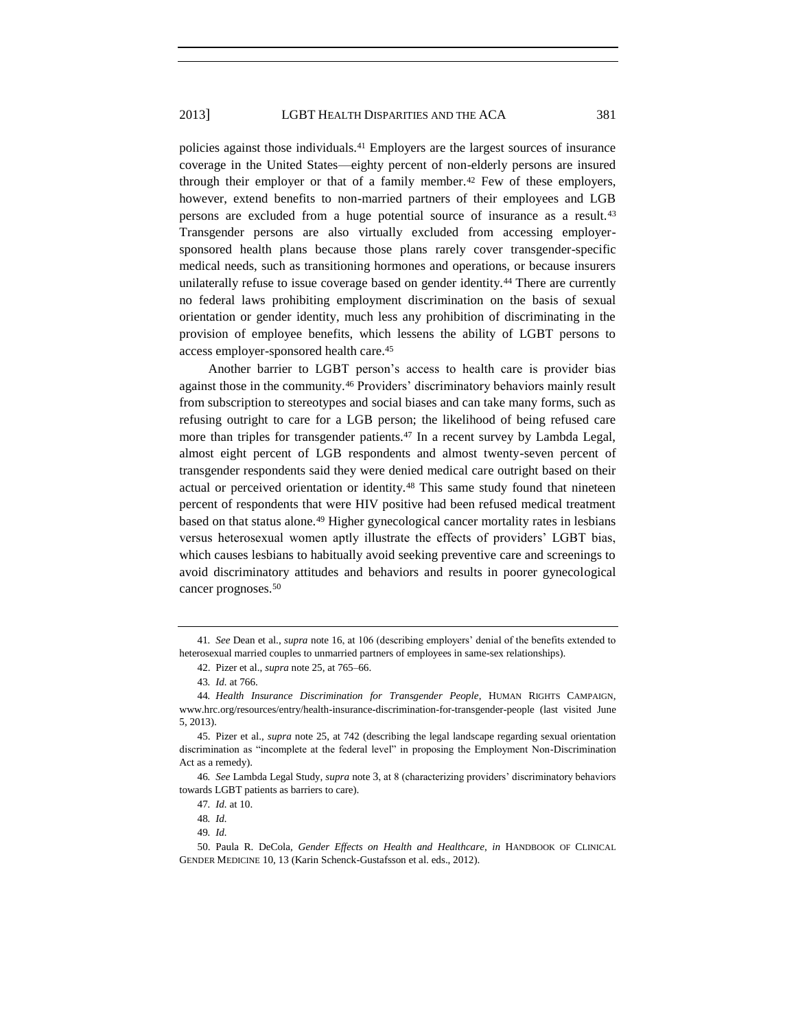policies against those individuals.[41] Employers are the largest sources of insurance coverage in the United States—eighty percent of non-elderly persons are insured through their employer or that of a family member.[42] Few of these employers, however, extend benefits to non-married partners of their employees and LGB persons are excluded from a huge potential source of insurance as a result.[43] Transgender persons are also virtually excluded from accessing employer-sponsored health plans because those plans rarely cover transgender-specific medical needs, such as transitioning hormones and operations, or because insurers unilaterally refuse to issue coverage based on gender identity.[44] There are currently no federal laws prohibiting employment discrimination on the basis of sexual orientation or gender identity, much less any prohibition of discriminating in the provision of employee benefits, which lessens the ability of LGBT persons to access employer-sponsored health care.[45]

Another barrier to LGBT person's access to health care is provider bias against those in the community.[46] Providers' discriminatory behaviors mainly result from subscription to stereotypes and social biases and can take many forms, such as refusing outright to care for a LGB person; the likelihood of being refused care more than triples for transgender patients.[47] In a recent survey by Lambda Legal, almost eight percent of LGB respondents and almost twenty-seven percent of transgender respondents said they were denied medical care outright based on their actual or perceived orientation or identity.[48] This same study found that nineteen percent of respondents that were HIV positive had been refused medical treatment based on that status alone.[49] Higher gynecological cancer mortality rates in lesbians versus heterosexual women aptly illustrate the effects of providers' LGBT bias, which causes lesbians to habitually avoid seeking preventive care and screenings to avoid discriminatory attitudes and behaviors and results in poorer gynecological cancer prognoses.[50]

---

41. *See* Dean et al., *supra* note 16, at 106 (describing employers' denial of the benefits extended to heterosexual married couples to unmarried partners of employees in same-sex relationships).

42. Pizer et al., *supra* note 25, at 765–66.

43. *Id.* at 766.

44. *Health Insurance Discrimination for Transgender People*, HUMAN RIGHTS CAMPAIGN, www.hrc.org/resources/entry/health-insurance-discrimination-for-transgender-people (last visited June 5, 2013).

45. Pizer et al., *supra* note 25, at 742 (describing the legal landscape regarding sexual orientation discrimination as "incomplete at the federal level" in proposing the Employment Non-Discrimination Act as a remedy).

46. *See* Lambda Legal Study, *supra* note 3, at 8 (characterizing providers' discriminatory behaviors towards LGBT patients as barriers to care).

47. *Id.* at 10.

48. *Id.*

49. *Id.*

50. Paula R. DeCola, *Gender Effects on Health and Healthcare*, *in* HANDBOOK OF CLINICAL GENDER MEDICINE 10, 13 (Karin Schenck-Gustafsson et al. eds., 2012).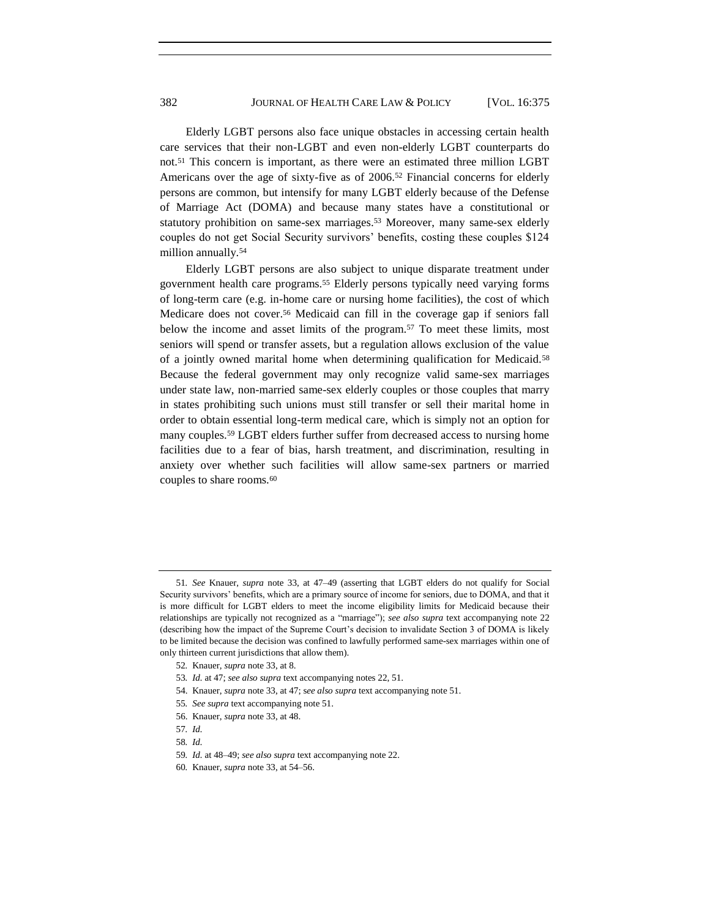Elderly LGBT persons also face unique obstacles in accessing certain health care services that their non-LGBT and even non-elderly LGBT counterparts do not.[51] This concern is important, as there were an estimated three million LGBT Americans over the age of sixty-five as of 2006.[52] Financial concerns for elderly persons are common, but intensify for many LGBT elderly because of the Defense of Marriage Act (DOMA) and because many states have a constitutional or statutory prohibition on same-sex marriages.[53] Moreover, many same-sex elderly couples do not get Social Security survivors' benefits, costing these couples $124 million annually.[54]

Elderly LGBT persons are also subject to unique disparate treatment under government health care programs.[55] Elderly persons typically need varying forms of long-term care (e.g. in-home care or nursing home facilities), the cost of which Medicare does not cover.[56] Medicaid can fill in the coverage gap if seniors fall below the income and asset limits of the program.[57] To meet these limits, most seniors will spend or transfer assets, but a regulation allows exclusion of the value of a jointly owned marital home when determining qualification for Medicaid.[58] Because the federal government may only recognize valid same-sex marriages under state law, non-married same-sex elderly couples or those couples that marry in states prohibiting such unions must still transfer or sell their marital home in order to obtain essential long-term medical care, which is simply not an option for many couples.[59] LGBT elders further suffer from decreased access to nursing home facilities due to a fear of bias, harsh treatment, and discrimination, resulting in anxiety over whether such facilities will allow same-sex partners or married couples to share rooms.[60]

---

51. *See* Knauer, *supra* note 33, at 47–49 (asserting that LGBT elders do not qualify for Social Security survivors' benefits, which are a primary source of income for seniors, due to DOMA, and that it is more difficult for LGBT elders to meet the income eligibility limits for Medicaid because their relationships are typically not recognized as a "marriage"); *see also supra* text accompanying note 22 (describing how the impact of the Supreme Court's decision to invalidate Section 3 of DOMA is likely to be limited because the decision was confined to lawfully performed same-sex marriages within one of only thirteen current jurisdictions that allow them).

52. Knauer, *supra* note 33, at 8.

53. *Id.* at 47; *see also supra* text accompanying notes 22, 51.

54. Knauer, *supra* note 33, at 47; *see also supra* text accompanying note 51.

55. *See supra* text accompanying note 51.

56. Knauer, *supra* note 33, at 48.

57. *Id.*

58. *Id.*

59. *Id.* at 48–49; *see also supra* text accompanying note 22.

60. Knauer, *supra* note 33, at 54–56.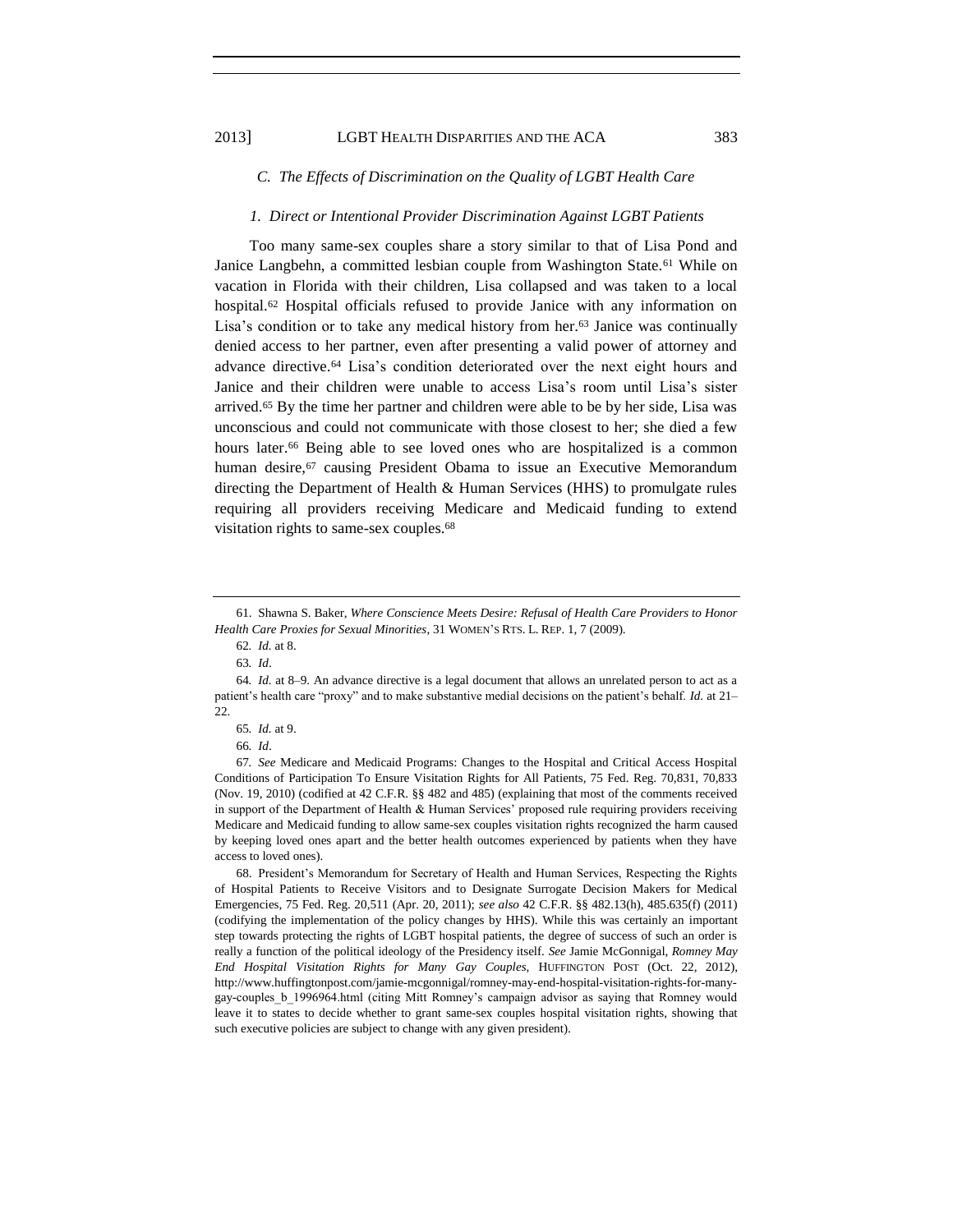### C. *The Effects of Discrimination on the Quality of LGBT Health Care*

#### 1. *Direct or Intentional Provider Discrimination Against LGBT Patients*

Too many same-sex couples share a story similar to that of Lisa Pond and Janice Langbehn, a committed lesbian couple from Washington State.[61] While on vacation in Florida with their children, Lisa collapsed and was taken to a local hospital.[62] Hospital officials refused to provide Janice with any information on Lisa's condition or to take any medical history from her.[63] Janice was continually denied access to her partner, even after presenting a valid power of attorney and advance directive.[64] Lisa's condition deteriorated over the next eight hours and Janice and their children were unable to access Lisa's room until Lisa's sister arrived.[65] By the time her partner and children were able to be by her side, Lisa was unconscious and could not communicate with those closest to her; she died a few hours later.[66] Being able to see loved ones who are hospitalized is a common human desire,[67] causing President Obama to issue an Executive Memorandum directing the Department of Health & Human Services (HHS) to promulgate rules requiring all providers receiving Medicare and Medicaid funding to extend visitation rights to same-sex couples.[68]

---

61. Shawna S. Baker, *Where Conscience Meets Desire: Refusal of Health Care Providers to Honor Health Care Proxies for Sexual Minorities*, 31 WOMEN'S RTS. L. REP. 1, 7 (2009).

62. *Id.* at 8.

63. *Id*.

64. *Id.* at 8–9. An advance directive is a legal document that allows an unrelated person to act as a patient's health care "proxy" and to make substantive medial decisions on the patient's behalf. *Id.* at 21–22.

65. *Id.* at 9.

66. *Id*.

67. *See* Medicare and Medicaid Programs: Changes to the Hospital and Critical Access Hospital Conditions of Participation To Ensure Visitation Rights for All Patients, 75 Fed. Reg. 70,831, 70,833 (Nov. 19, 2010) (codified at 42 C.F.R. §§ 482 and 485) (explaining that most of the comments received in support of the Department of Health & Human Services' proposed rule requiring providers receiving Medicare and Medicaid funding to allow same-sex couples visitation rights recognized the harm caused by keeping loved ones apart and the better health outcomes experienced by patients when they have access to loved ones).

68. President's Memorandum for Secretary of Health and Human Services, Respecting the Rights of Hospital Patients to Receive Visitors and to Designate Surrogate Decision Makers for Medical Emergencies, 75 Fed. Reg. 20,511 (Apr. 20, 2011); *see also* 42 C.F.R. §§ 482.13(h), 485.635(f) (2011) (codifying the implementation of the policy changes by HHS). While this was certainly an important step towards protecting the rights of LGBT hospital patients, the degree of success of such an order is really a function of the political ideology of the Presidency itself. *See* Jamie McGonnigal, *Romney May End Hospital Visitation Rights for Many Gay Couples*, HUFFINGTON POST (Oct. 22, 2012), http://www.huffingtonpost.com/jamie-mcgonnigal/romney-may-end-hospital-visitation-rights-for-many-gay-couples_b_1996964.html (citing Mitt Romney's campaign advisor as saying that Romney would leave it to states to decide whether to grant same-sex couples hospital visitation rights, showing that such executive policies are subject to change with any given president).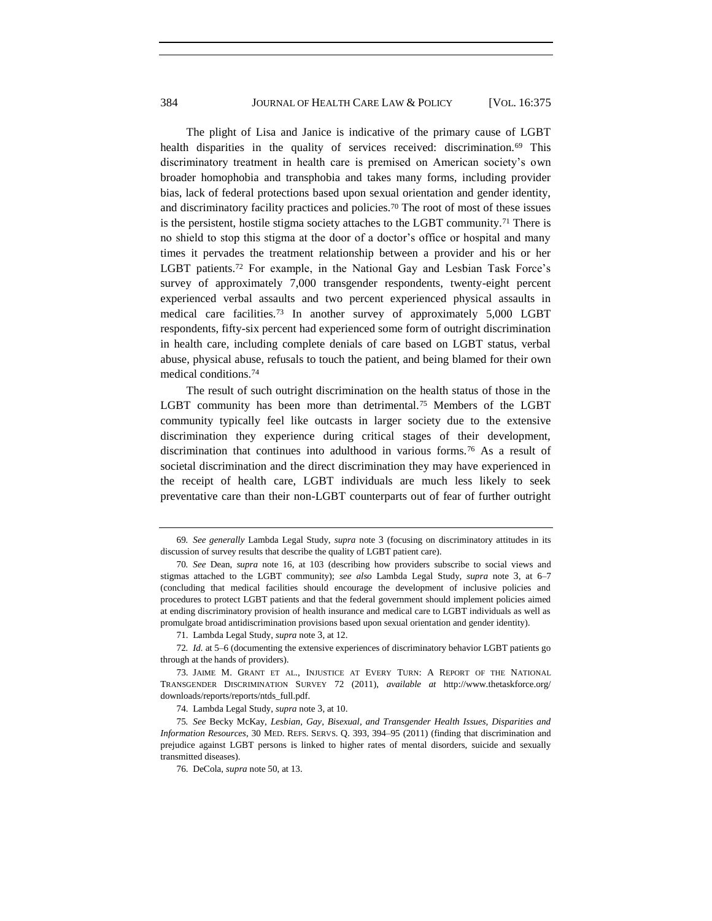The plight of Lisa and Janice is indicative of the primary cause of LGBT health disparities in the quality of services received: discrimination.[69] This discriminatory treatment in health care is premised on American society's own broader homophobia and transphobia and takes many forms, including provider bias, lack of federal protections based upon sexual orientation and gender identity, and discriminatory facility practices and policies.[70] The root of most of these issues is the persistent, hostile stigma society attaches to the LGBT community.[71] There is no shield to stop this stigma at the door of a doctor's office or hospital and many times it pervades the treatment relationship between a provider and his or her LGBT patients.[72] For example, in the National Gay and Lesbian Task Force's survey of approximately 7,000 transgender respondents, twenty-eight percent experienced verbal assaults and two percent experienced physical assaults in medical care facilities.[73] In another survey of approximately 5,000 LGBT respondents, fifty-six percent had experienced some form of outright discrimination in health care, including complete denials of care based on LGBT status, verbal abuse, physical abuse, refusals to touch the patient, and being blamed for their own medical conditions.[74]

The result of such outright discrimination on the health status of those in the LGBT community has been more than detrimental.[75] Members of the LGBT community typically feel like outcasts in larger society due to the extensive discrimination they experience during critical stages of their development, discrimination that continues into adulthood in various forms.[76] As a result of societal discrimination and the direct discrimination they may have experienced in the receipt of health care, LGBT individuals are much less likely to seek preventative care than their non-LGBT counterparts out of fear of further outright

---

69. *See generally* Lambda Legal Study, *supra* note 3 (focusing on discriminatory attitudes in its discussion of survey results that describe the quality of LGBT patient care).

70. *See* Dean, *supra* note 16, at 103 (describing how providers subscribe to social views and stigmas attached to the LGBT community); *see also* Lambda Legal Study, *supra* note 3, at 6–7 (concluding that medical facilities should encourage the development of inclusive policies and procedures to protect LGBT patients and that the federal government should implement policies aimed at ending discriminatory provision of health insurance and medical care to LGBT individuals as well as promulgate broad antidiscrimination provisions based upon sexual orientation and gender identity).

71. Lambda Legal Study, *supra* note 3, at 12.

72. *Id.* at 5–6 (documenting the extensive experiences of discriminatory behavior LGBT patients go through at the hands of providers).

73. JAIME M. GRANT ET AL., INJUSTICE AT EVERY TURN: A REPORT OF THE NATIONAL TRANSGENDER DISCRIMINATION SURVEY 72 (2011), *available at* http://www.thetaskforce.org/downloads/reports/reports/ntds_full.pdf.

74. Lambda Legal Study, *supra* note 3, at 10.

75. *See* Becky McKay, *Lesbian, Gay, Bisexual, and Transgender Health Issues, Disparities and Information Resources*, 30 MED. REFS. SERVS. Q. 393, 394–95 (2011) (finding that discrimination and prejudice against LGBT persons is linked to higher rates of mental disorders, suicide and sexually transmitted diseases).

76. DeCola, *supra* note 50, at 13.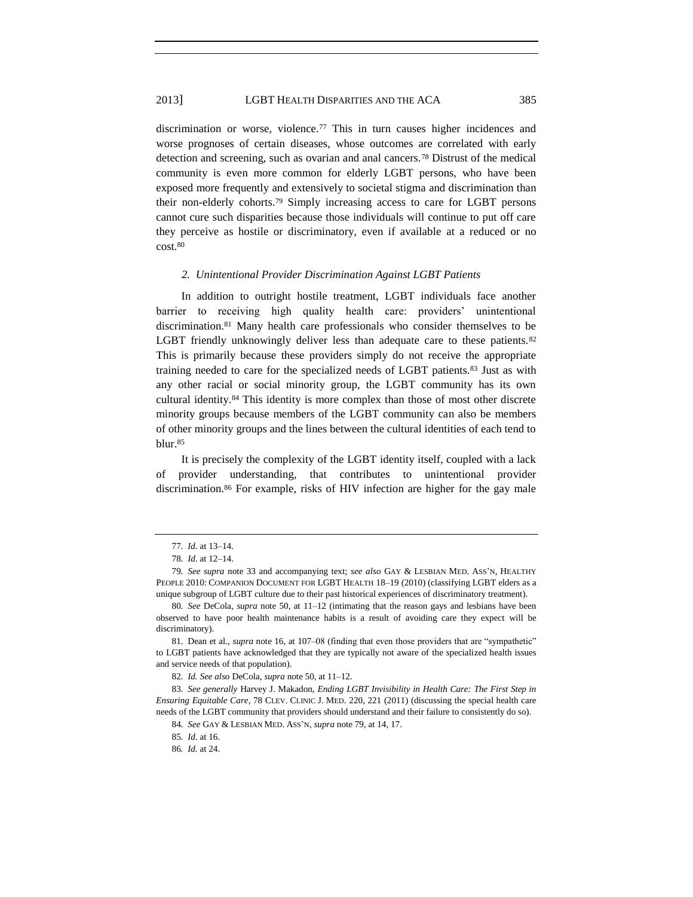discrimination or worse, violence.[77] This in turn causes higher incidences and worse prognoses of certain diseases, whose outcomes are correlated with early detection and screening, such as ovarian and anal cancers.[78] Distrust of the medical community is even more common for elderly LGBT persons, who have been exposed more frequently and extensively to societal stigma and discrimination than their non-elderly cohorts.[79] Simply increasing access to care for LGBT persons cannot cure such disparities because those individuals will continue to put off care they perceive as hostile or discriminatory, even if available at a reduced or no cost.[80]

### *2. Unintentional Provider Discrimination Against LGBT Patients*

In addition to outright hostile treatment, LGBT individuals face another barrier to receiving high quality health care: providers' unintentional discrimination.[81] Many health care professionals who consider themselves to be LGBT friendly unknowingly deliver less than adequate care to these patients.[82] This is primarily because these providers simply do not receive the appropriate training needed to care for the specialized needs of LGBT patients.[83] Just as with any other racial or social minority group, the LGBT community has its own cultural identity.[84] This identity is more complex than those of most other discrete minority groups because members of the LGBT community can also be members of other minority groups and the lines between the cultural identities of each tend to blur.[85]

It is precisely the complexity of the LGBT identity itself, coupled with a lack of provider understanding, that contributes to unintentional provider discrimination.[86] For example, risks of HIV infection are higher for the gay male

---

77. *Id.* at 13–14.

78. *Id.* at 12–14.

79. *See supra* note 33 and accompanying text; *see also* GAY & LESBIAN MED. ASS'N, HEALTHY PEOPLE 2010: COMPANION DOCUMENT FOR LGBT HEALTH 18–19 (2010) (classifying LGBT elders as a unique subgroup of LGBT culture due to their past historical experiences of discriminatory treatment).

80. *See* DeCola, *supra* note 50, at 11–12 (intimating that the reason gays and lesbians have been observed to have poor health maintenance habits is a result of avoiding care they expect will be discriminatory).

81. Dean et al., *supra* note 16, at 107–08 (finding that even those providers that are "sympathetic" to LGBT patients have acknowledged that they are typically not aware of the specialized health issues and service needs of that population).

82. *Id. See also* DeCola, *supra* note 50, at 11–12.

83. *See generally* Harvey J. Makadon, *Ending LGBT Invisibility in Health Care: The First Step in Ensuring Equitable Care*, 78 CLEV. CLINIC J. MED. 220, 221 (2011) (discussing the special health care needs of the LGBT community that providers should understand and their failure to consistently do so).

84. *See* GAY & LESBIAN MED. ASS'N, *supra* note 79, at 14, 17.

85. *Id*. at 16.

86. *Id.* at 24.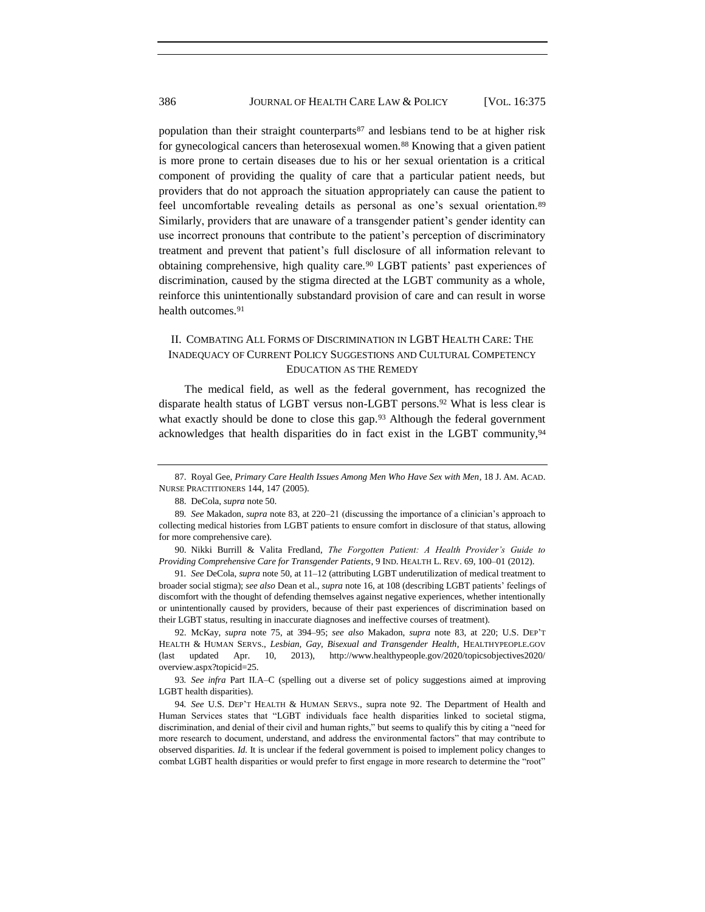population than their straight counterparts[87] and lesbians tend to be at higher risk for gynecological cancers than heterosexual women.[88] Knowing that a given patient is more prone to certain diseases due to his or her sexual orientation is a critical component of providing the quality of care that a particular patient needs, but providers that do not approach the situation appropriately can cause the patient to feel uncomfortable revealing details as personal as one's sexual orientation.[89] Similarly, providers that are unaware of a transgender patient's gender identity can use incorrect pronouns that contribute to the patient's perception of discriminatory treatment and prevent that patient's full disclosure of all information relevant to obtaining comprehensive, high quality care.[90] LGBT patients' past experiences of discrimination, caused by the stigma directed at the LGBT community as a whole, reinforce this unintentionally substandard provision of care and can result in worse health outcomes.[91]

## II. Combating All Forms of Discrimination in LGBT Health Care: The Inadequacy of Current Policy Suggestions and Cultural Competency Education as the Remedy

The medical field, as well as the federal government, has recognized the disparate health status of LGBT versus non-LGBT persons.[92] What is less clear is what exactly should be done to close this gap.[93] Although the federal government acknowledges that health disparities do in fact exist in the LGBT community,[94]

---

87. Royal Gee, *Primary Care Health Issues Among Men Who Have Sex with Men*, 18 J. Am. Acad. Nurse Practitioners 144, 147 (2005).

88. DeCola, *supra* note 50.

89. *See* Makadon, *supra* note 83, at 220–21 (discussing the importance of a clinician's approach to collecting medical histories from LGBT patients to ensure comfort in disclosure of that status, allowing for more comprehensive care).

90. Nikki Burrill & Valita Fredland, *The Forgotten Patient: A Health Provider's Guide to Providing Comprehensive Care for Transgender Patients*, 9 Ind. Health L. Rev. 69, 100–01 (2012).

91. *See* DeCola, *supra* note 50, at 11–12 (attributing LGBT underutilization of medical treatment to broader social stigma); *see also* Dean et al., *supra* note 16, at 108 (describing LGBT patients' feelings of discomfort with the thought of defending themselves against negative experiences, whether intentionally or unintentionally caused by providers, because of their past experiences of discrimination based on their LGBT status, resulting in inaccurate diagnoses and ineffective courses of treatment).

92. McKay, *supra* note 75, at 394–95; *see also* Makadon, *supra* note 83, at 220; U.S. Dep't Health & Human Servs., *Lesbian, Gay, Bisexual and Transgender Health*, Healthypeople.gov (last updated Apr. 10, 2013), http://www.healthypeople.gov/2020/topicsobjectives2020/overview.aspx?topicid=25.

93. *See infra* Part II.A–C (spelling out a diverse set of policy suggestions aimed at improving LGBT health disparities).

94. *See* U.S. Dep't Health & Human Servs., supra note 92. The Department of Health and Human Services states that "LGBT individuals face health disparities linked to societal stigma, discrimination, and denial of their civil and human rights," but seems to qualify this by citing a "need for more research to document, understand, and address the environmental factors" that may contribute to observed disparities. *Id.* It is unclear if the federal government is poised to implement policy changes to combat LGBT health disparities or would prefer to first engage in more research to determine the "root"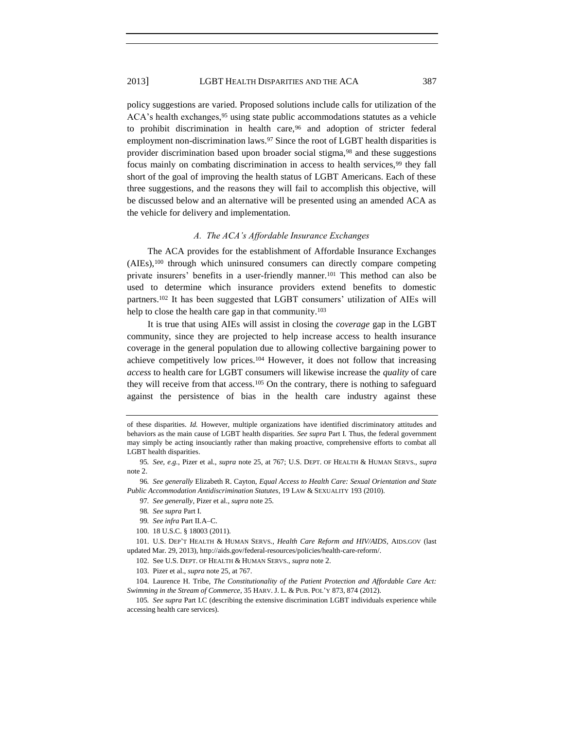policy suggestions are varied. Proposed solutions include calls for utilization of the ACA's health exchanges,[95] using state public accommodations statutes as a vehicle to prohibit discrimination in health care,[96] and adoption of stricter federal employment non-discrimination laws.[97] Since the root of LGBT health disparities is provider discrimination based upon broader social stigma,[98] and these suggestions focus mainly on combating discrimination in access to health services,[99] they fall short of the goal of improving the health status of LGBT Americans. Each of these three suggestions, and the reasons they will fail to accomplish this objective, will be discussed below and an alternative will be presented using an amended ACA as the vehicle for delivery and implementation.

### *A. The ACA's Affordable Insurance Exchanges*

The ACA provides for the establishment of Affordable Insurance Exchanges (AIEs),[100] through which uninsured consumers can directly compare competing private insurers' benefits in a user-friendly manner.[101] This method can also be used to determine which insurance providers extend benefits to domestic partners.[102] It has been suggested that LGBT consumers' utilization of AIEs will help to close the health care gap in that community.[103]

It is true that using AIEs will assist in closing the *coverage* gap in the LGBT community, since they are projected to help increase access to health insurance coverage in the general population due to allowing collective bargaining power to achieve competitively low prices.[104] However, it does not follow that increasing *access* to health care for LGBT consumers will likewise increase the *quality* of care they will receive from that access.[105] On the contrary, there is nothing to safeguard against the persistence of bias in the health care industry against these

---

of these disparities. *Id.* However, multiple organizations have identified discriminatory attitudes and behaviors as the main cause of LGBT health disparities. *See supra* Part I. Thus, the federal government may simply be acting insouciantly rather than making proactive, comprehensive efforts to combat all LGBT health disparities.

95. *See, e.g.*, Pizer et al., *supra* note 25, at 767; U.S. DEPT. OF HEALTH & HUMAN SERVS., *supra* note 2.

96. *See generally* Elizabeth R. Cayton, *Equal Access to Health Care: Sexual Orientation and State Public Accommodation Antidiscrimination Statutes*, 19 LAW & SEXUALITY 193 (2010).

97. *See generally*, Pizer et al., *supra* note 25.

98. *See supra* Part I.

99. *See infra* Part II.A–C.

100. 18 U.S.C. § 18003 (2011).

101. U.S. DEP'T HEALTH & HUMAN SERVS., *Health Care Reform and HIV/AIDS*, AIDS.GOV (last updated Mar. 29, 2013), http://aids.gov/federal-resources/policies/health-care-reform/.

102. See U.S. DEPT. OF HEALTH & HUMAN SERVS., *supra* note 2.

103. Pizer et al., *supra* note 25, at 767.

104. Laurence H. Tribe, *The Constitutionality of the Patient Protection and Affordable Care Act: Swimming in the Stream of Commerce*, 35 HARV. J. L. & PUB. POL'Y 873, 874 (2012).

105. *See supra* Part I.C (describing the extensive discrimination LGBT individuals experience while accessing health care services).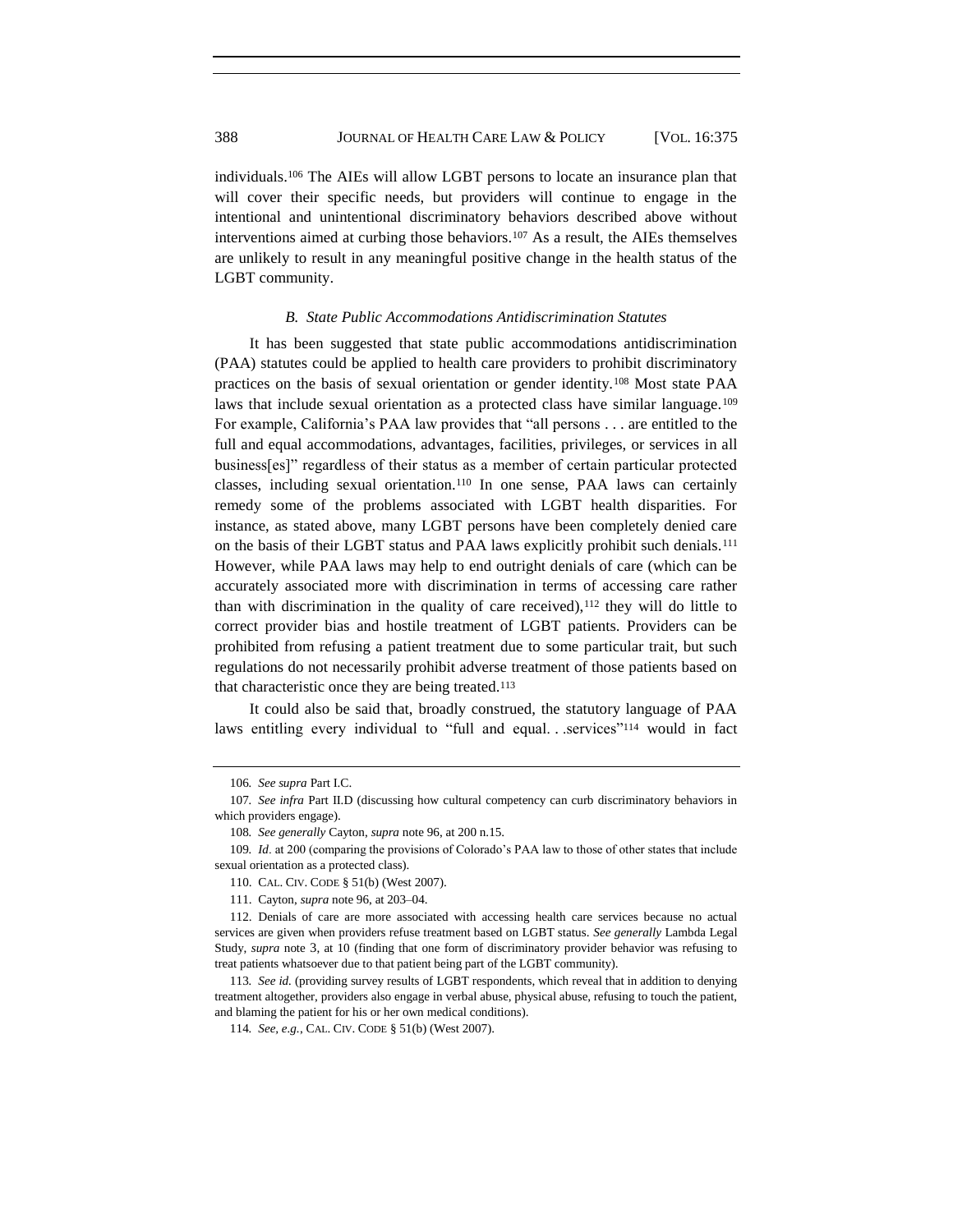individuals.[106] The AIEs will allow LGBT persons to locate an insurance plan that will cover their specific needs, but providers will continue to engage in the intentional and unintentional discriminatory behaviors described above without interventions aimed at curbing those behaviors.[107] As a result, the AIEs themselves are unlikely to result in any meaningful positive change in the health status of the LGBT community.

### *B. State Public Accommodations Antidiscrimination Statutes*

It has been suggested that state public accommodations antidiscrimination (PAA) statutes could be applied to health care providers to prohibit discriminatory practices on the basis of sexual orientation or gender identity.[108] Most state PAA laws that include sexual orientation as a protected class have similar language.[109] For example, California's PAA law provides that "all persons . . . are entitled to the full and equal accommodations, advantages, facilities, privileges, or services in all business[es]" regardless of their status as a member of certain particular protected classes, including sexual orientation.[110] In one sense, PAA laws can certainly remedy some of the problems associated with LGBT health disparities. For instance, as stated above, many LGBT persons have been completely denied care on the basis of their LGBT status and PAA laws explicitly prohibit such denials.[111] However, while PAA laws may help to end outright denials of care (which can be accurately associated more with discrimination in terms of accessing care rather than with discrimination in the quality of care received),[112] they will do little to correct provider bias and hostile treatment of LGBT patients. Providers can be prohibited from refusing a patient treatment due to some particular trait, but such regulations do not necessarily prohibit adverse treatment of those patients based on that characteristic once they are being treated.[113]

It could also be said that, broadly construed, the statutory language of PAA laws entitling every individual to "full and equal. . .services"[114] would in fact

---

106. *See supra* Part I.C.

107. *See infra* Part II.D (discussing how cultural competency can curb discriminatory behaviors in which providers engage).

108. *See generally* Cayton, *supra* note 96, at 200 n.15.

109. *Id*. at 200 (comparing the provisions of Colorado's PAA law to those of other states that include sexual orientation as a protected class).

110. CAL. CIV. CODE § 51(b) (West 2007).

111. Cayton, *supra* note 96, at 203–04.

112. Denials of care are more associated with accessing health care services because no actual services are given when providers refuse treatment based on LGBT status. *See generally* Lambda Legal Study, *supra* note 3, at 10 (finding that one form of discriminatory provider behavior was refusing to treat patients whatsoever due to that patient being part of the LGBT community).

113. *See id.* (providing survey results of LGBT respondents, which reveal that in addition to denying treatment altogether, providers also engage in verbal abuse, physical abuse, refusing to touch the patient, and blaming the patient for his or her own medical conditions).

114. *See, e.g.*, CAL. CIV. CODE § 51(b) (West 2007).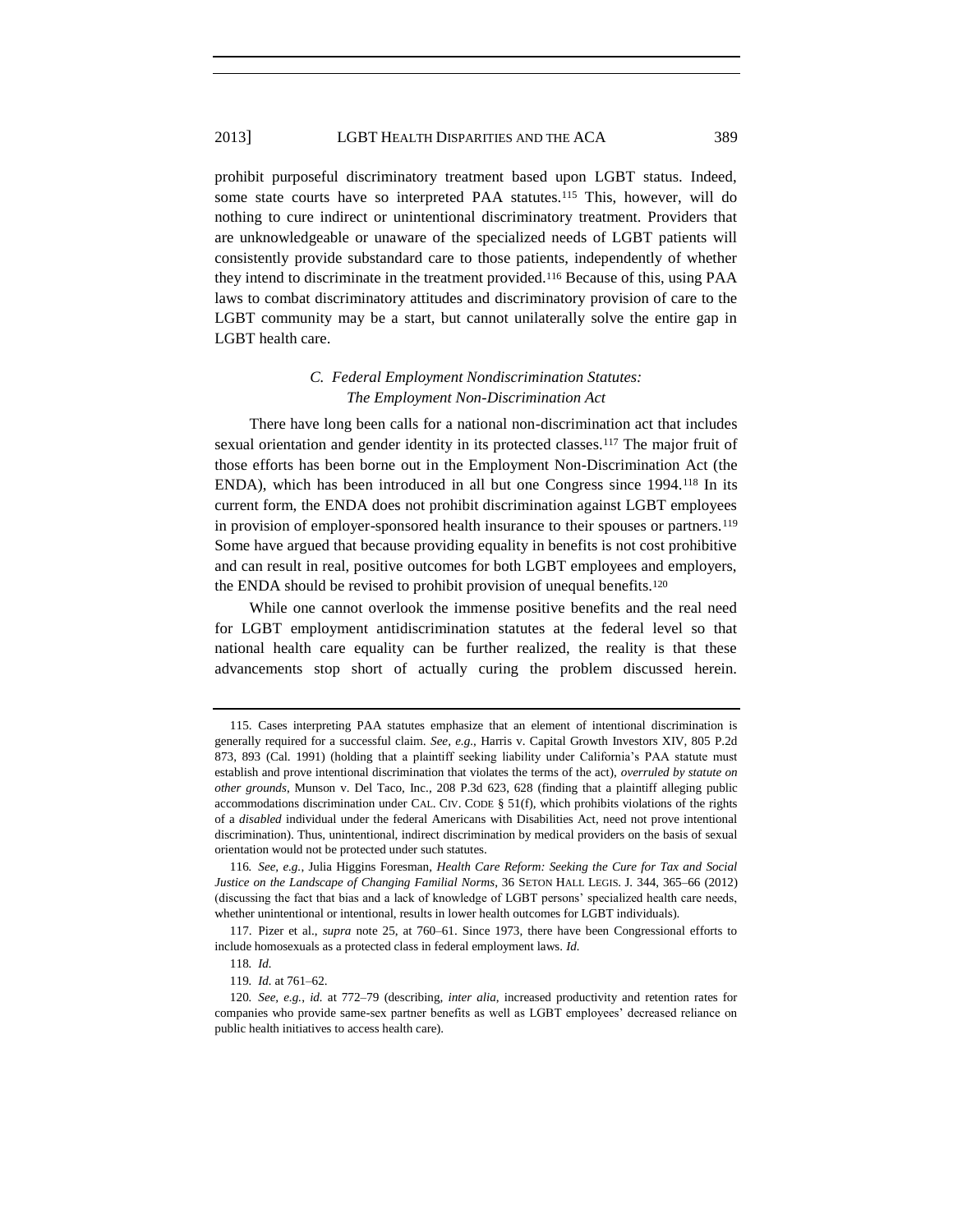prohibit purposeful discriminatory treatment based upon LGBT status. Indeed, some state courts have so interpreted PAA statutes.[115] This, however, will do nothing to cure indirect or unintentional discriminatory treatment. Providers that are unknowledgeable or unaware of the specialized needs of LGBT patients will consistently provide substandard care to those patients, independently of whether they intend to discriminate in the treatment provided.[116] Because of this, using PAA laws to combat discriminatory attitudes and discriminatory provision of care to the LGBT community may be a start, but cannot unilaterally solve the entire gap in LGBT health care.

### *C. Federal Employment Nondiscrimination Statutes: The Employment Non-Discrimination Act*

There have long been calls for a national non-discrimination act that includes sexual orientation and gender identity in its protected classes.[117] The major fruit of those efforts has been borne out in the Employment Non-Discrimination Act (the ENDA), which has been introduced in all but one Congress since 1994.[118] In its current form, the ENDA does not prohibit discrimination against LGBT employees in provision of employer-sponsored health insurance to their spouses or partners.[119] Some have argued that because providing equality in benefits is not cost prohibitive and can result in real, positive outcomes for both LGBT employees and employers, the ENDA should be revised to prohibit provision of unequal benefits.[120]

While one cannot overlook the immense positive benefits and the real need for LGBT employment antidiscrimination statutes at the federal level so that national health care equality can be further realized, the reality is that these advancements stop short of actually curing the problem discussed herein.

---

115. Cases interpreting PAA statutes emphasize that an element of intentional discrimination is generally required for a successful claim. *See, e.g.*, Harris v. Capital Growth Investors XIV, 805 P.2d 873, 893 (Cal. 1991) (holding that a plaintiff seeking liability under California's PAA statute must establish and prove intentional discrimination that violates the terms of the act), *overruled by statute on other grounds*, Munson v. Del Taco, Inc., 208 P.3d 623, 628 (finding that a plaintiff alleging public accommodations discrimination under CAL. CIV. CODE § 51(f), which prohibits violations of the rights of a *disabled* individual under the federal Americans with Disabilities Act, need not prove intentional discrimination). Thus, unintentional, indirect discrimination by medical providers on the basis of sexual orientation would not be protected under such statutes.

116. *See, e.g.*, Julia Higgins Foresman, *Health Care Reform: Seeking the Cure for Tax and Social Justice on the Landscape of Changing Familial Norms*, 36 SETON HALL LEGIS. J. 344, 365–66 (2012) (discussing the fact that bias and a lack of knowledge of LGBT persons' specialized health care needs, whether unintentional or intentional, results in lower health outcomes for LGBT individuals).

117. Pizer et al., *supra* note 25, at 760–61. Since 1973, there have been Congressional efforts to include homosexuals as a protected class in federal employment laws. *Id.*

118. *Id.*

119. *Id.* at 761–62.

120. *See, e.g.*, *id.* at 772–79 (describing, *inter alia*, increased productivity and retention rates for companies who provide same-sex partner benefits as well as LGBT employees' decreased reliance on public health initiatives to access health care).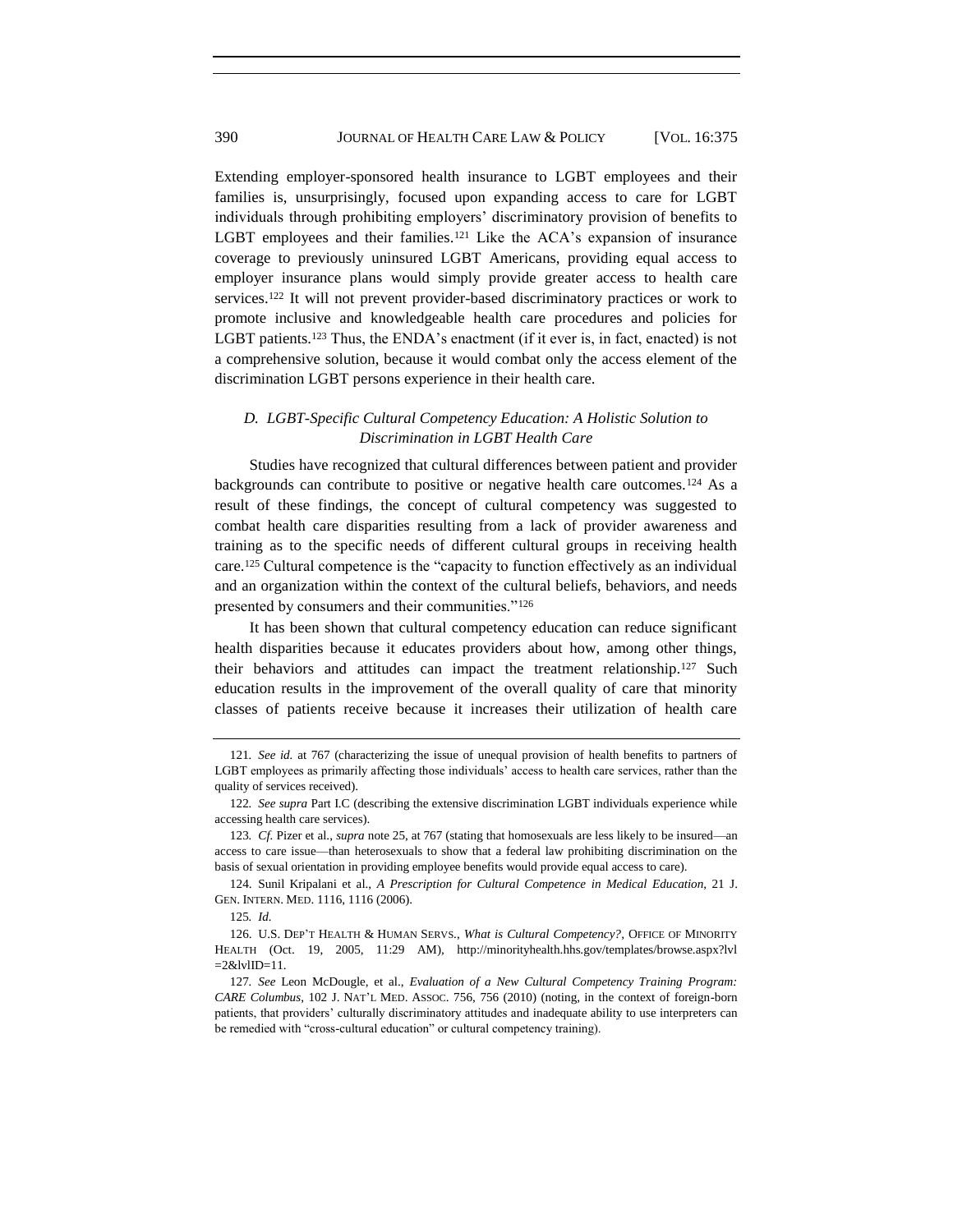Extending employer-sponsored health insurance to LGBT employees and their families is, unsurprisingly, focused upon expanding access to care for LGBT individuals through prohibiting employers' discriminatory provision of benefits to LGBT employees and their families.[121] Like the ACA's expansion of insurance coverage to previously uninsured LGBT Americans, providing equal access to employer insurance plans would simply provide greater access to health care services.[122] It will not prevent provider-based discriminatory practices or work to promote inclusive and knowledgeable health care procedures and policies for LGBT patients.[123] Thus, the ENDA's enactment (if it ever is, in fact, enacted) is not a comprehensive solution, because it would combat only the access element of the discrimination LGBT persons experience in their health care.

### *D. LGBT-Specific Cultural Competency Education: A Holistic Solution to Discrimination in LGBT Health Care*

Studies have recognized that cultural differences between patient and provider backgrounds can contribute to positive or negative health care outcomes.[124] As a result of these findings, the concept of cultural competency was suggested to combat health care disparities resulting from a lack of provider awareness and training as to the specific needs of different cultural groups in receiving health care.[125] Cultural competence is the "capacity to function effectively as an individual and an organization within the context of the cultural beliefs, behaviors, and needs presented by consumers and their communities."[126]

It has been shown that cultural competency education can reduce significant health disparities because it educates providers about how, among other things, their behaviors and attitudes can impact the treatment relationship.[127] Such education results in the improvement of the overall quality of care that minority classes of patients receive because it increases their utilization of health care

---

121. *See id.* at 767 (characterizing the issue of unequal provision of health benefits to partners of LGBT employees as primarily affecting those individuals' access to health care services, rather than the quality of services received).

122. *See supra* Part I.C (describing the extensive discrimination LGBT individuals experience while accessing health care services).

123. *Cf.* Pizer et al., *supra* note 25, at 767 (stating that homosexuals are less likely to be insured—an access to care issue—than heterosexuals to show that a federal law prohibiting discrimination on the basis of sexual orientation in providing employee benefits would provide equal access to care).

124. Sunil Kripalani et al., *A Prescription for Cultural Competence in Medical Education*, 21 J. GEN. INTERN. MED. 1116, 1116 (2006).

125. *Id.*

126. U.S. DEP'T HEALTH & HUMAN SERVS., *What is Cultural Competency?*, OFFICE OF MINORITY HEALTH (Oct. 19, 2005, 11:29 AM), http://minorityhealth.hhs.gov/templates/browse.aspx?lvl=2&lvlID=11.

127. *See* Leon McDougle, et al., *Evaluation of a New Cultural Competency Training Program: CARE Columbus*, 102 J. NAT'L MED. ASSOC. 756, 756 (2010) (noting, in the context of foreign-born patients, that providers' culturally discriminatory attitudes and inadequate ability to use interpreters can be remedied with "cross-cultural education" or cultural competency training).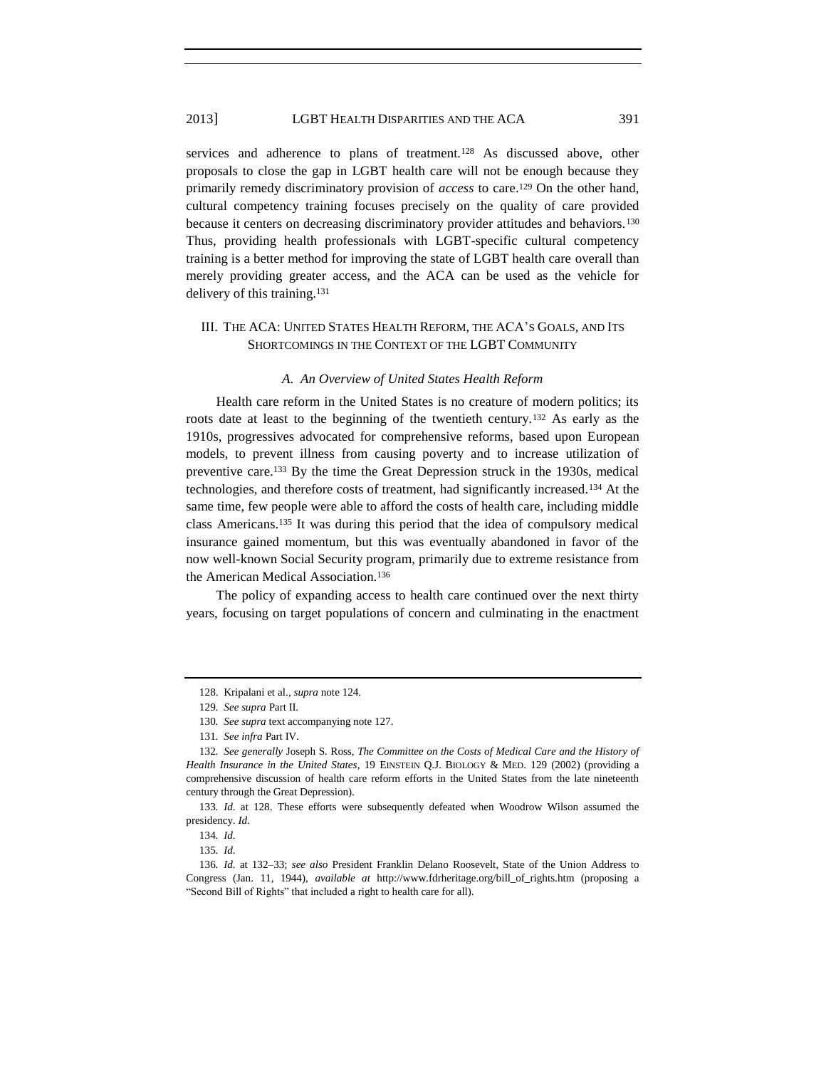services and adherence to plans of treatment.[128] As discussed above, other proposals to close the gap in LGBT health care will not be enough because they primarily remedy discriminatory provision of *access* to care.[129] On the other hand, cultural competency training focuses precisely on the quality of care provided because it centers on decreasing discriminatory provider attitudes and behaviors.[130] Thus, providing health professionals with LGBT-specific cultural competency training is a better method for improving the state of LGBT health care overall than merely providing greater access, and the ACA can be used as the vehicle for delivery of this training.[131]

## III. THE ACA: UNITED STATES HEALTH REFORM, THE ACA'S GOALS, AND ITS SHORTCOMINGS IN THE CONTEXT OF THE LGBT COMMUNITY

### *A. An Overview of United States Health Reform*

Health care reform in the United States is no creature of modern politics; its roots date at least to the beginning of the twentieth century.[132] As early as the 1910s, progressives advocated for comprehensive reforms, based upon European models, to prevent illness from causing poverty and to increase utilization of preventive care.[133] By the time the Great Depression struck in the 1930s, medical technologies, and therefore costs of treatment, had significantly increased.[134] At the same time, few people were able to afford the costs of health care, including middle class Americans.[135] It was during this period that the idea of compulsory medical insurance gained momentum, but this was eventually abandoned in favor of the now well-known Social Security program, primarily due to extreme resistance from the American Medical Association.[136]

The policy of expanding access to health care continued over the next thirty years, focusing on target populations of concern and culminating in the enactment

---

128. Kripalani et al., *supra* note 124.

129. *See supra* Part II.

130. *See supra* text accompanying note 127.

131. *See infra* Part IV.

132. *See generally* Joseph S. Ross, *The Committee on the Costs of Medical Care and the History of Health Insurance in the United States*, 19 EINSTEIN Q.J. BIOLOGY & MED. 129 (2002) (providing a comprehensive discussion of health care reform efforts in the United States from the late nineteenth century through the Great Depression).

133. *Id.* at 128. These efforts were subsequently defeated when Woodrow Wilson assumed the presidency. *Id.*

134. *Id.*

135. *Id.*

136. *Id.* at 132–33; *see also* President Franklin Delano Roosevelt, State of the Union Address to Congress (Jan. 11, 1944), *available at* http://www.fdrheritage.org/bill_of_rights.htm (proposing a "Second Bill of Rights" that included a right to health care for all).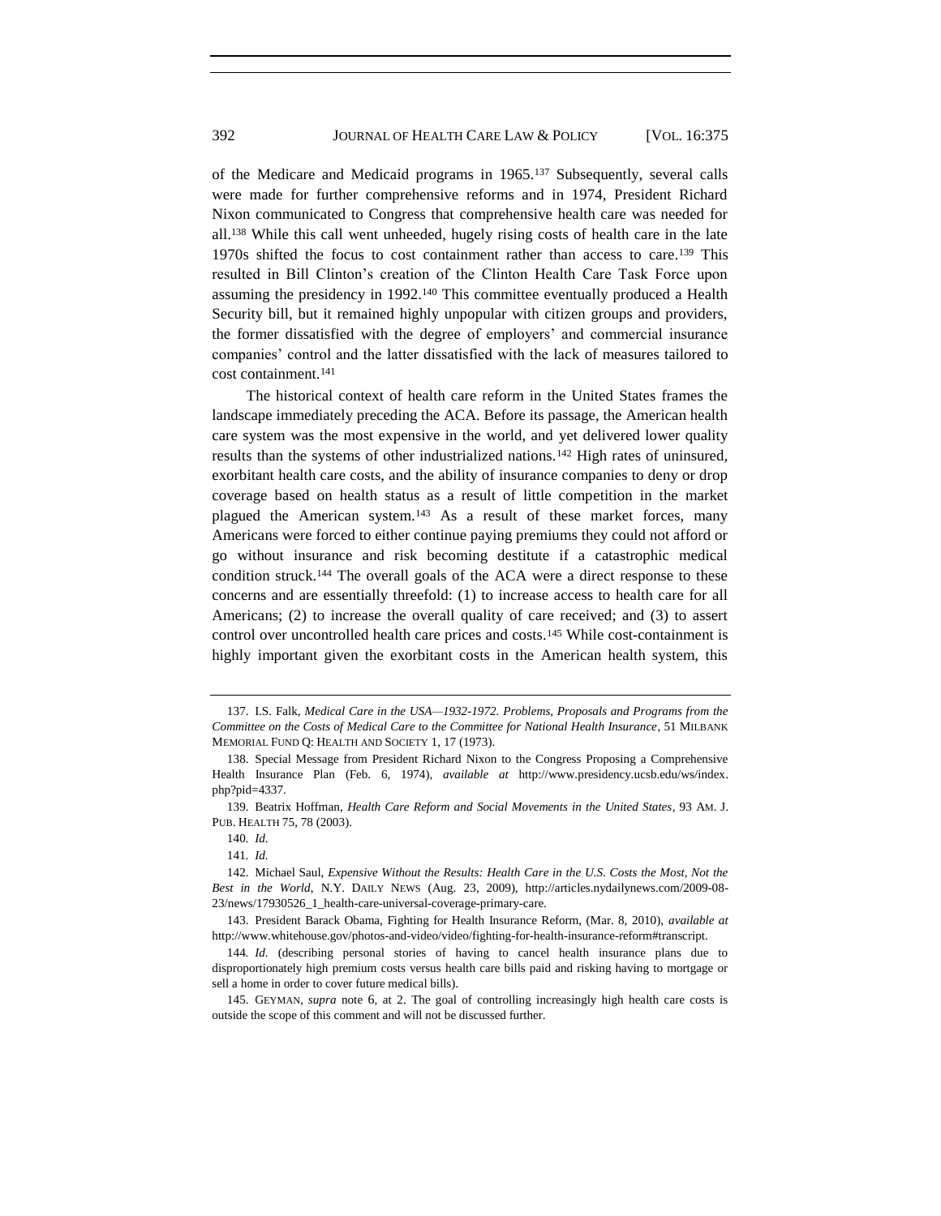of the Medicare and Medicaid programs in 1965.[137] Subsequently, several calls were made for further comprehensive reforms and in 1974, President Richard Nixon communicated to Congress that comprehensive health care was needed for all.[138] While this call went unheeded, hugely rising costs of health care in the late 1970s shifted the focus to cost containment rather than access to care.[139] This resulted in Bill Clinton's creation of the Clinton Health Care Task Force upon assuming the presidency in 1992.[140] This committee eventually produced a Health Security bill, but it remained highly unpopular with citizen groups and providers, the former dissatisfied with the degree of employers' and commercial insurance companies' control and the latter dissatisfied with the lack of measures tailored to cost containment.[141]

The historical context of health care reform in the United States frames the landscape immediately preceding the ACA. Before its passage, the American health care system was the most expensive in the world, and yet delivered lower quality results than the systems of other industrialized nations.[142] High rates of uninsured, exorbitant health care costs, and the ability of insurance companies to deny or drop coverage based on health status as a result of little competition in the market plagued the American system.[143] As a result of these market forces, many Americans were forced to either continue paying premiums they could not afford or go without insurance and risk becoming destitute if a catastrophic medical condition struck.[144] The overall goals of the ACA were a direct response to these concerns and are essentially threefold: (1) to increase access to health care for all Americans; (2) to increase the overall quality of care received; and (3) to assert control over uncontrolled health care prices and costs.[145] While cost-containment is highly important given the exorbitant costs in the American health system, this

---

137. I.S. Falk, *Medical Care in the USA—1932-1972. Problems, Proposals and Programs from the Committee on the Costs of Medical Care to the Committee for National Health Insurance*, 51 MILBANK MEMORIAL FUND Q: HEALTH AND SOCIETY 1, 17 (1973).

138. Special Message from President Richard Nixon to the Congress Proposing a Comprehensive Health Insurance Plan (Feb. 6, 1974), *available at* http://www.presidency.ucsb.edu/ws/index.php?pid=4337.

139. Beatrix Hoffman, *Health Care Reform and Social Movements in the United States*, 93 AM. J. PUB. HEALTH 75, 78 (2003).

140. *Id.*

141. *Id.*

142. Michael Saul, *Expensive Without the Results: Health Care in the U.S. Costs the Most, Not the Best in the World*, N.Y. DAILY NEWS (Aug. 23, 2009), http://articles.nydailynews.com/2009-08-23/news/17930526_1_health-care-universal-coverage-primary-care.

143. President Barack Obama, Fighting for Health Insurance Reform, (Mar. 8, 2010), *available at* http://www.whitehouse.gov/photos-and-video/video/fighting-for-health-insurance-reform#transcript.

144. *Id.* (describing personal stories of having to cancel health insurance plans due to disproportionately high premium costs versus health care bills paid and risking having to mortgage or sell a home in order to cover future medical bills).

145. GEYMAN, *supra* note 6, at 2. The goal of controlling increasingly high health care costs is outside the scope of this comment and will not be discussed further.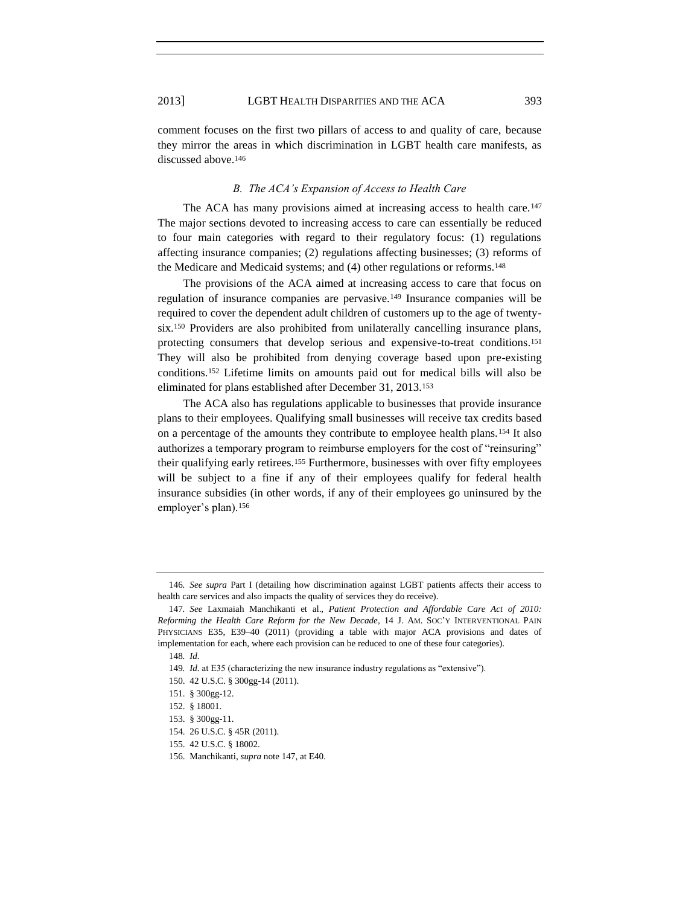comment focuses on the first two pillars of access to and quality of care, because they mirror the areas in which discrimination in LGBT health care manifests, as discussed above.[146]

### *B. The ACA's Expansion of Access to Health Care*

The ACA has many provisions aimed at increasing access to health care.[147] The major sections devoted to increasing access to care can essentially be reduced to four main categories with regard to their regulatory focus: (1) regulations affecting insurance companies; (2) regulations affecting businesses; (3) reforms of the Medicare and Medicaid systems; and (4) other regulations or reforms.[148]

The provisions of the ACA aimed at increasing access to care that focus on regulation of insurance companies are pervasive.[149] Insurance companies will be required to cover the dependent adult children of customers up to the age of twenty-six.[150] Providers are also prohibited from unilaterally cancelling insurance plans, protecting consumers that develop serious and expensive-to-treat conditions.[151] They will also be prohibited from denying coverage based upon pre-existing conditions.[152] Lifetime limits on amounts paid out for medical bills will also be eliminated for plans established after December 31, 2013.[153]

The ACA also has regulations applicable to businesses that provide insurance plans to their employees. Qualifying small businesses will receive tax credits based on a percentage of the amounts they contribute to employee health plans.[154] It also authorizes a temporary program to reimburse employers for the cost of "reinsuring" their qualifying early retirees.[155] Furthermore, businesses with over fifty employees will be subject to a fine if any of their employees qualify for federal health insurance subsidies (in other words, if any of their employees go uninsured by the employer's plan).[156]

---

146. *See supra* Part I (detailing how discrimination against LGBT patients affects their access to health care services and also impacts the quality of services they do receive).

147. *See* Laxmaiah Manchikanti et al., *Patient Protection and Affordable Care Act of 2010: Reforming the Health Care Reform for the New Decade*, 14 J. AM. SOC'Y INTERVENTIONAL PAIN PHYSICIANS E35, E39–40 (2011) (providing a table with major ACA provisions and dates of implementation for each, where each provision can be reduced to one of these four categories).

148. *Id.*

149. *Id.* at E35 (characterizing the new insurance industry regulations as "extensive").

150. 42 U.S.C. § 300gg-14 (2011).

151. § 300gg-12.

152. § 18001.

153. § 300gg-11.

154. 26 U.S.C. § 45R (2011).

155. 42 U.S.C. § 18002.

156. Manchikanti, *supra* note 147, at E40.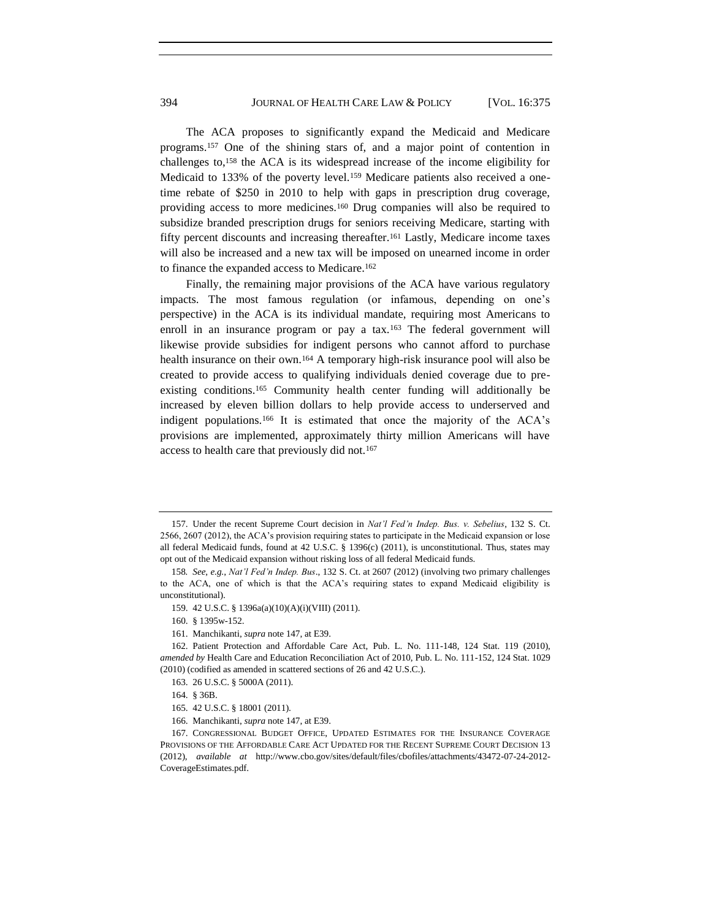The ACA proposes to significantly expand the Medicaid and Medicare programs.[157] One of the shining stars of, and a major point of contention in challenges to,[158] the ACA is its widespread increase of the income eligibility for Medicaid to 133% of the poverty level.[159] Medicare patients also received a one-time rebate of $250 in 2010 to help with gaps in prescription drug coverage, providing access to more medicines.[160] Drug companies will also be required to subsidize branded prescription drugs for seniors receiving Medicare, starting with fifty percent discounts and increasing thereafter.[161] Lastly, Medicare income taxes will also be increased and a new tax will be imposed on unearned income in order to finance the expanded access to Medicare.[162]

Finally, the remaining major provisions of the ACA have various regulatory impacts. The most famous regulation (or infamous, depending on one's perspective) in the ACA is its individual mandate, requiring most Americans to enroll in an insurance program or pay a tax.[163] The federal government will likewise provide subsidies for indigent persons who cannot afford to purchase health insurance on their own.[164] A temporary high-risk insurance pool will also be created to provide access to qualifying individuals denied coverage due to pre-existing conditions.[165] Community health center funding will additionally be increased by eleven billion dollars to help provide access to underserved and indigent populations.[166] It is estimated that once the majority of the ACA's provisions are implemented, approximately thirty million Americans will have access to health care that previously did not.[167]

---

157. Under the recent Supreme Court decision in *Nat'l Fed'n Indep. Bus. v. Sebelius*, 132 S. Ct. 2566, 2607 (2012), the ACA's provision requiring states to participate in the Medicaid expansion or lose all federal Medicaid funds, found at 42 U.S.C. § 1396(c) (2011), is unconstitutional. Thus, states may opt out of the Medicaid expansion without risking loss of all federal Medicaid funds.

158. *See, e.g.*, *Nat'l Fed'n Indep. Bus*., 132 S. Ct. at 2607 (2012) (involving two primary challenges to the ACA, one of which is that the ACA's requiring states to expand Medicaid eligibility is unconstitutional).

159. 42 U.S.C. § 1396a(a)(10)(A)(i)(VIII) (2011).

160. § 1395w-152.

161. Manchikanti, *supra* note 147, at E39.

162. Patient Protection and Affordable Care Act, Pub. L. No. 111-148, 124 Stat. 119 (2010), *amended by* Health Care and Education Reconciliation Act of 2010, Pub. L. No. 111-152, 124 Stat. 1029 (2010) (codified as amended in scattered sections of 26 and 42 U.S.C.).

163. 26 U.S.C. § 5000A (2011).

164. § 36B.

165. 42 U.S.C. § 18001 (2011).

166. Manchikanti, *supra* note 147, at E39.

167. CONGRESSIONAL BUDGET OFFICE, UPDATED ESTIMATES FOR THE INSURANCE COVERAGE PROVISIONS OF THE AFFORDABLE CARE ACT UPDATED FOR THE RECENT SUPREME COURT DECISION 13 (2012), *available at* http://www.cbo.gov/sites/default/files/cbofiles/attachments/43472-07-24-2012-CoverageEstimates.pdf.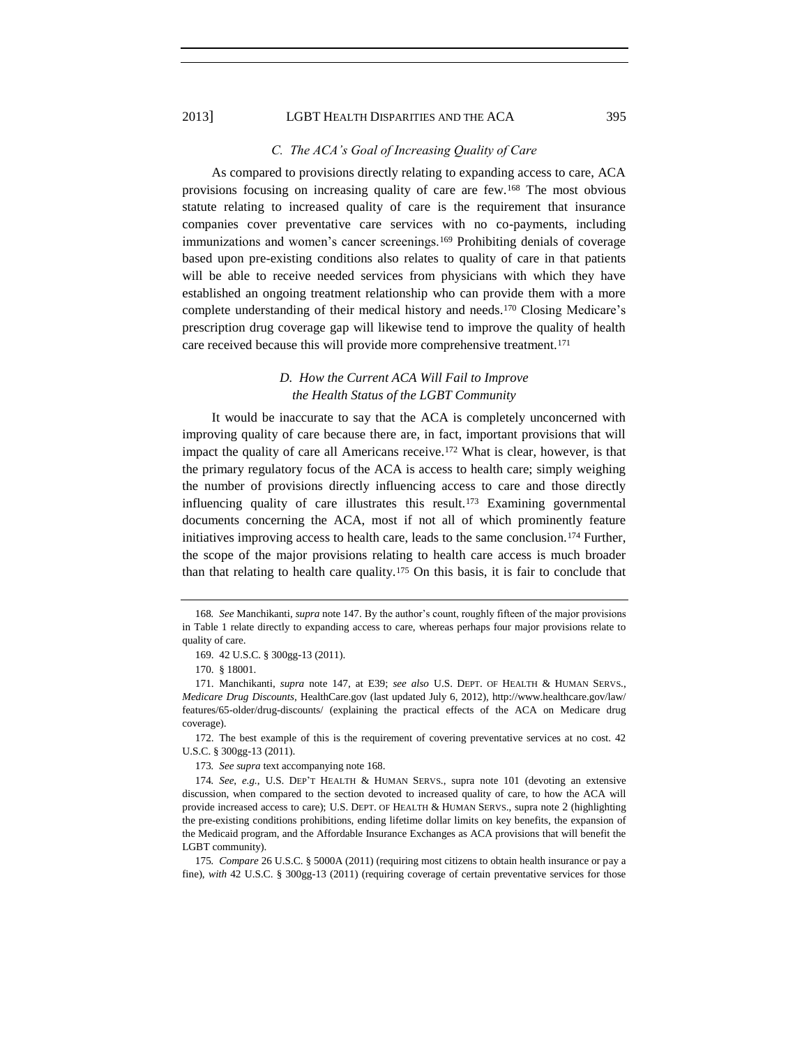### *C. The ACA's Goal of Increasing Quality of Care*

As compared to provisions directly relating to expanding access to care, ACA provisions focusing on increasing quality of care are few.[168] The most obvious statute relating to increased quality of care is the requirement that insurance companies cover preventative care services with no co-payments, including immunizations and women's cancer screenings.[169] Prohibiting denials of coverage based upon pre-existing conditions also relates to quality of care in that patients will be able to receive needed services from physicians with which they have established an ongoing treatment relationship who can provide them with a more complete understanding of their medical history and needs.[170] Closing Medicare's prescription drug coverage gap will likewise tend to improve the quality of health care received because this will provide more comprehensive treatment.[171]

### *D. How the Current ACA Will Fail to Improve the Health Status of the LGBT Community*

It would be inaccurate to say that the ACA is completely unconcerned with improving quality of care because there are, in fact, important provisions that will impact the quality of care all Americans receive.[172] What is clear, however, is that the primary regulatory focus of the ACA is access to health care; simply weighing the number of provisions directly influencing access to care and those directly influencing quality of care illustrates this result.[173] Examining governmental documents concerning the ACA, most if not all of which prominently feature initiatives improving access to health care, leads to the same conclusion.[174] Further, the scope of the major provisions relating to health care access is much broader than that relating to health care quality.[175] On this basis, it is fair to conclude that

---

168. *See* Manchikanti, *supra* note 147. By the author's count, roughly fifteen of the major provisions in Table 1 relate directly to expanding access to care, whereas perhaps four major provisions relate to quality of care.

169. 42 U.S.C. § 300gg-13 (2011).

170. § 18001.

171. Manchikanti, *supra* note 147, at E39; *see also* U.S. DEPT. OF HEALTH & HUMAN SERVS., *Medicare Drug Discounts*, HealthCare.gov (last updated July 6, 2012), http://www.healthcare.gov/law/features/65-older/drug-discounts/ (explaining the practical effects of the ACA on Medicare drug coverage).

172. The best example of this is the requirement of covering preventative services at no cost. 42 U.S.C. § 300gg-13 (2011).

173. *See supra* text accompanying note 168.

174. *See, e.g.*, U.S. DEP'T HEALTH & HUMAN SERVS., supra note 101 (devoting an extensive discussion, when compared to the section devoted to increased quality of care, to how the ACA will provide increased access to care); U.S. DEPT. OF HEALTH & HUMAN SERVS., supra note 2 (highlighting the pre-existing conditions prohibitions, ending lifetime dollar limits on key benefits, the expansion of the Medicaid program, and the Affordable Insurance Exchanges as ACA provisions that will benefit the LGBT community).

175. *Compare* 26 U.S.C. § 5000A (2011) (requiring most citizens to obtain health insurance or pay a fine), *with* 42 U.S.C. § 300gg-13 (2011) (requiring coverage of certain preventative services for those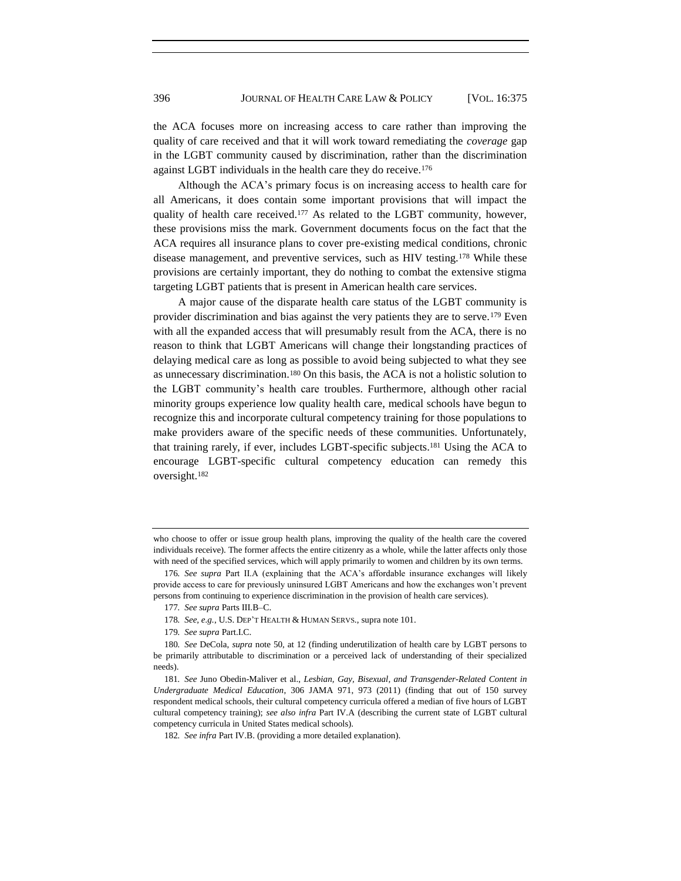the ACA focuses more on increasing access to care rather than improving the quality of care received and that it will work toward remediating the *coverage* gap in the LGBT community caused by discrimination, rather than the discrimination against LGBT individuals in the health care they do receive.[176]

Although the ACA's primary focus is on increasing access to health care for all Americans, it does contain some important provisions that will impact the quality of health care received.[177] As related to the LGBT community, however, these provisions miss the mark. Government documents focus on the fact that the ACA requires all insurance plans to cover pre-existing medical conditions, chronic disease management, and preventive services, such as HIV testing.[178] While these provisions are certainly important, they do nothing to combat the extensive stigma targeting LGBT patients that is present in American health care services.

A major cause of the disparate health care status of the LGBT community is provider discrimination and bias against the very patients they are to serve.[179] Even with all the expanded access that will presumably result from the ACA, there is no reason to think that LGBT Americans will change their longstanding practices of delaying medical care as long as possible to avoid being subjected to what they see as unnecessary discrimination.[180] On this basis, the ACA is not a holistic solution to the LGBT community's health care troubles. Furthermore, although other racial minority groups experience low quality health care, medical schools have begun to recognize this and incorporate cultural competency training for those populations to make providers aware of the specific needs of these communities. Unfortunately, that training rarely, if ever, includes LGBT-specific subjects.[181] Using the ACA to encourage LGBT-specific cultural competency education can remedy this oversight.[182]

---

who choose to offer or issue group health plans, improving the quality of the health care the covered individuals receive). The former affects the entire citizenry as a whole, while the latter affects only those with need of the specified services, which will apply primarily to women and children by its own terms.

176. *See supra* Part II.A (explaining that the ACA's affordable insurance exchanges will likely provide access to care for previously uninsured LGBT Americans and how the exchanges won't prevent persons from continuing to experience discrimination in the provision of health care services).

177. *See supra* Parts III.B–C.

178. *See, e.g.*, U.S. DEP'T HEALTH & HUMAN SERVS., supra note 101.

179. *See supra* Part.I.C.

180. *See* DeCola, *supra* note 50, at 12 (finding underutilization of health care by LGBT persons to be primarily attributable to discrimination or a perceived lack of understanding of their specialized needs).

181. *See* Juno Obedin-Maliver et al., *Lesbian, Gay, Bisexual, and Transgender-Related Content in Undergraduate Medical Education*, 306 JAMA 971, 973 (2011) (finding that out of 150 survey respondent medical schools, their cultural competency curricula offered a median of five hours of LGBT cultural competency training); *see also infra* Part IV.A (describing the current state of LGBT cultural competency curricula in United States medical schools).

182. *See infra* Part IV.B. (providing a more detailed explanation).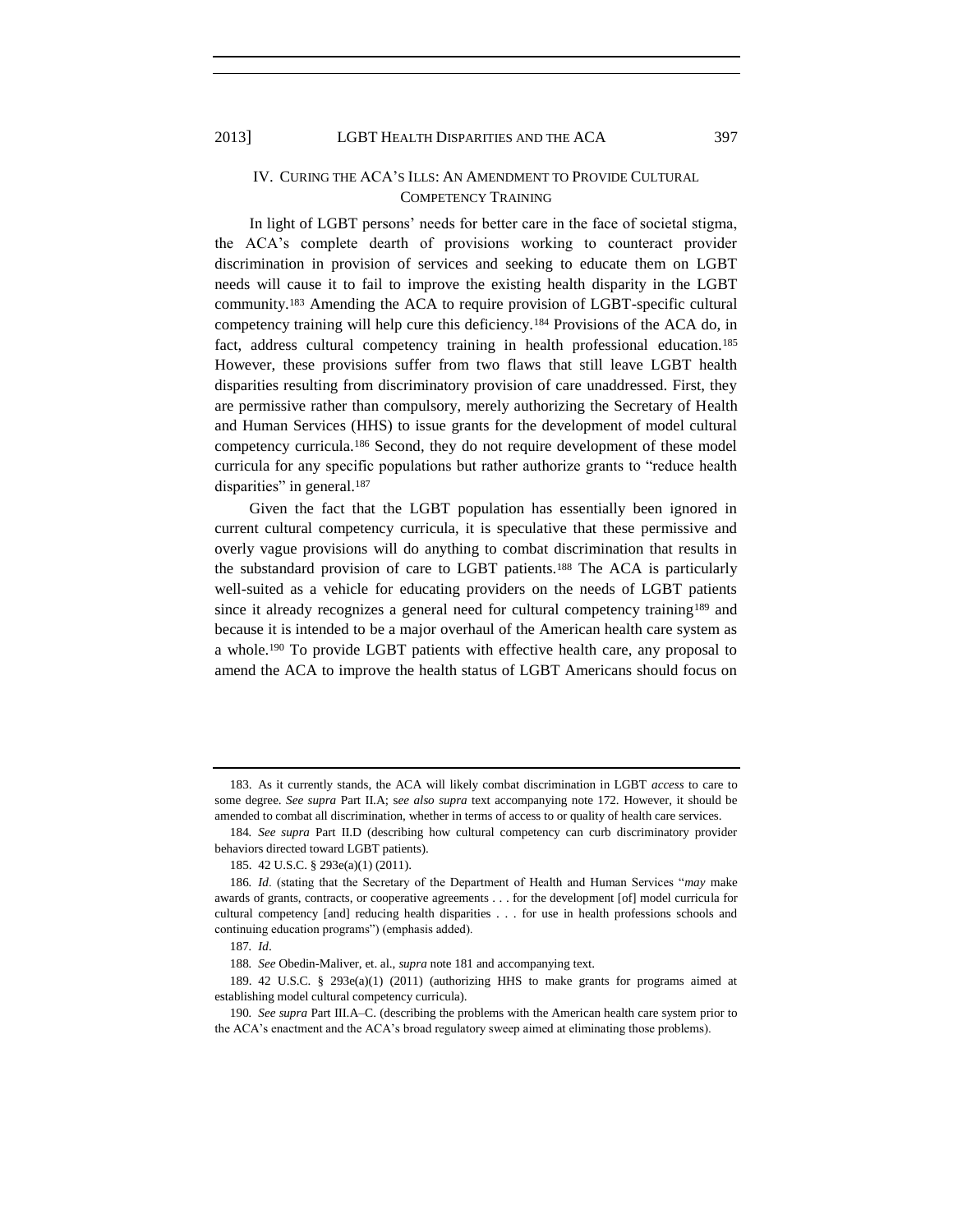## IV. CURING THE ACA'S ILLS: AN AMENDMENT TO PROVIDE CULTURAL COMPETENCY TRAINING

In light of LGBT persons' needs for better care in the face of societal stigma, the ACA's complete dearth of provisions working to counteract provider discrimination in provision of services and seeking to educate them on LGBT needs will cause it to fail to improve the existing health disparity in the LGBT community.[183] Amending the ACA to require provision of LGBT-specific cultural competency training will help cure this deficiency.[184] Provisions of the ACA do, in fact, address cultural competency training in health professional education.[185] However, these provisions suffer from two flaws that still leave LGBT health disparities resulting from discriminatory provision of care unaddressed. First, they are permissive rather than compulsory, merely authorizing the Secretary of Health and Human Services (HHS) to issue grants for the development of model cultural competency curricula.[186] Second, they do not require development of these model curricula for any specific populations but rather authorize grants to "reduce health disparities" in general.[187]

Given the fact that the LGBT population has essentially been ignored in current cultural competency curricula, it is speculative that these permissive and overly vague provisions will do anything to combat discrimination that results in the substandard provision of care to LGBT patients.[188] The ACA is particularly well-suited as a vehicle for educating providers on the needs of LGBT patients since it already recognizes a general need for cultural competency training[189] and because it is intended to be a major overhaul of the American health care system as a whole.[190] To provide LGBT patients with effective health care, any proposal to amend the ACA to improve the health status of LGBT Americans should focus on

---

183. As it currently stands, the ACA will likely combat discrimination in LGBT *access* to care to some degree. *See supra* Part II.A; *see also supra* text accompanying note 172. However, it should be amended to combat all discrimination, whether in terms of access to or quality of health care services.

184. *See supra* Part II.D (describing how cultural competency can curb discriminatory provider behaviors directed toward LGBT patients).

185. 42 U.S.C. § 293e(a)(1) (2011).

186. *Id*. (stating that the Secretary of the Department of Health and Human Services "*may* make awards of grants, contracts, or cooperative agreements . . . for the development [of] model curricula for cultural competency [and] reducing health disparities . . . for use in health professions schools and continuing education programs") (emphasis added).

187. *Id*.

188. *See* Obedin-Maliver, et. al., *supra* note 181 and accompanying text.

189. 42 U.S.C. § 293e(a)(1) (2011) (authorizing HHS to make grants for programs aimed at establishing model cultural competency curricula).

190. *See supra* Part III.A–C. (describing the problems with the American health care system prior to the ACA's enactment and the ACA's broad regulatory sweep aimed at eliminating those problems).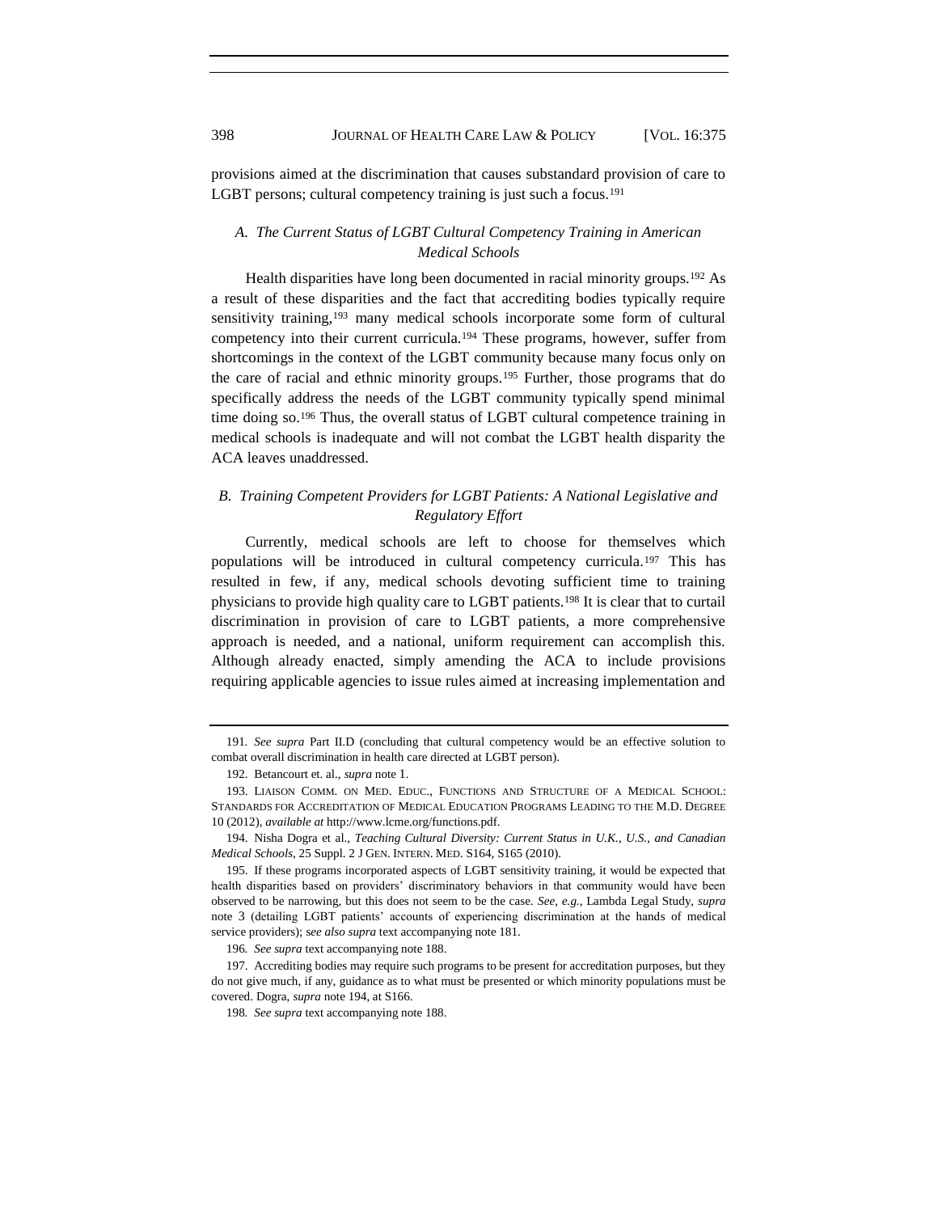provisions aimed at the discrimination that causes substandard provision of care to LGBT persons; cultural competency training is just such a focus.[191]

### *A. The Current Status of LGBT Cultural Competency Training in American Medical Schools*

Health disparities have long been documented in racial minority groups.[192] As a result of these disparities and the fact that accrediting bodies typically require sensitivity training,[193] many medical schools incorporate some form of cultural competency into their current curricula.[194] These programs, however, suffer from shortcomings in the context of the LGBT community because many focus only on the care of racial and ethnic minority groups.[195] Further, those programs that do specifically address the needs of the LGBT community typically spend minimal time doing so.[196] Thus, the overall status of LGBT cultural competence training in medical schools is inadequate and will not combat the LGBT health disparity the ACA leaves unaddressed.

### *B. Training Competent Providers for LGBT Patients: A National Legislative and Regulatory Effort*

Currently, medical schools are left to choose for themselves which populations will be introduced in cultural competency curricula.[197] This has resulted in few, if any, medical schools devoting sufficient time to training physicians to provide high quality care to LGBT patients.[198] It is clear that to curtail discrimination in provision of care to LGBT patients, a more comprehensive approach is needed, and a national, uniform requirement can accomplish this. Although already enacted, simply amending the ACA to include provisions requiring applicable agencies to issue rules aimed at increasing implementation and

---

191. *See supra* Part II.D (concluding that cultural competency would be an effective solution to combat overall discrimination in health care directed at LGBT person).

192. Betancourt et. al., *supra* note 1.

193. LIAISON COMM. ON MED. EDUC., FUNCTIONS AND STRUCTURE OF A MEDICAL SCHOOL: STANDARDS FOR ACCREDITATION OF MEDICAL EDUCATION PROGRAMS LEADING TO THE M.D. DEGREE 10 (2012), *available at* http://www.lcme.org/functions.pdf.

194. Nisha Dogra et al., *Teaching Cultural Diversity: Current Status in U.K., U.S., and Canadian Medical Schools*, 25 Suppl. 2 J GEN. INTERN. MED. S164, S165 (2010).

195. If these programs incorporated aspects of LGBT sensitivity training, it would be expected that health disparities based on providers' discriminatory behaviors in that community would have been observed to be narrowing, but this does not seem to be the case. *See, e.g.*, Lambda Legal Study, *supra* note 3 (detailing LGBT patients' accounts of experiencing discrimination at the hands of medical service providers); s*ee also supra* text accompanying note 181.

196. *See supra* text accompanying note 188.

197. Accrediting bodies may require such programs to be present for accreditation purposes, but they do not give much, if any, guidance as to what must be presented or which minority populations must be covered. Dogra, *supra* note 194, at S166.

198. *See supra* text accompanying note 188.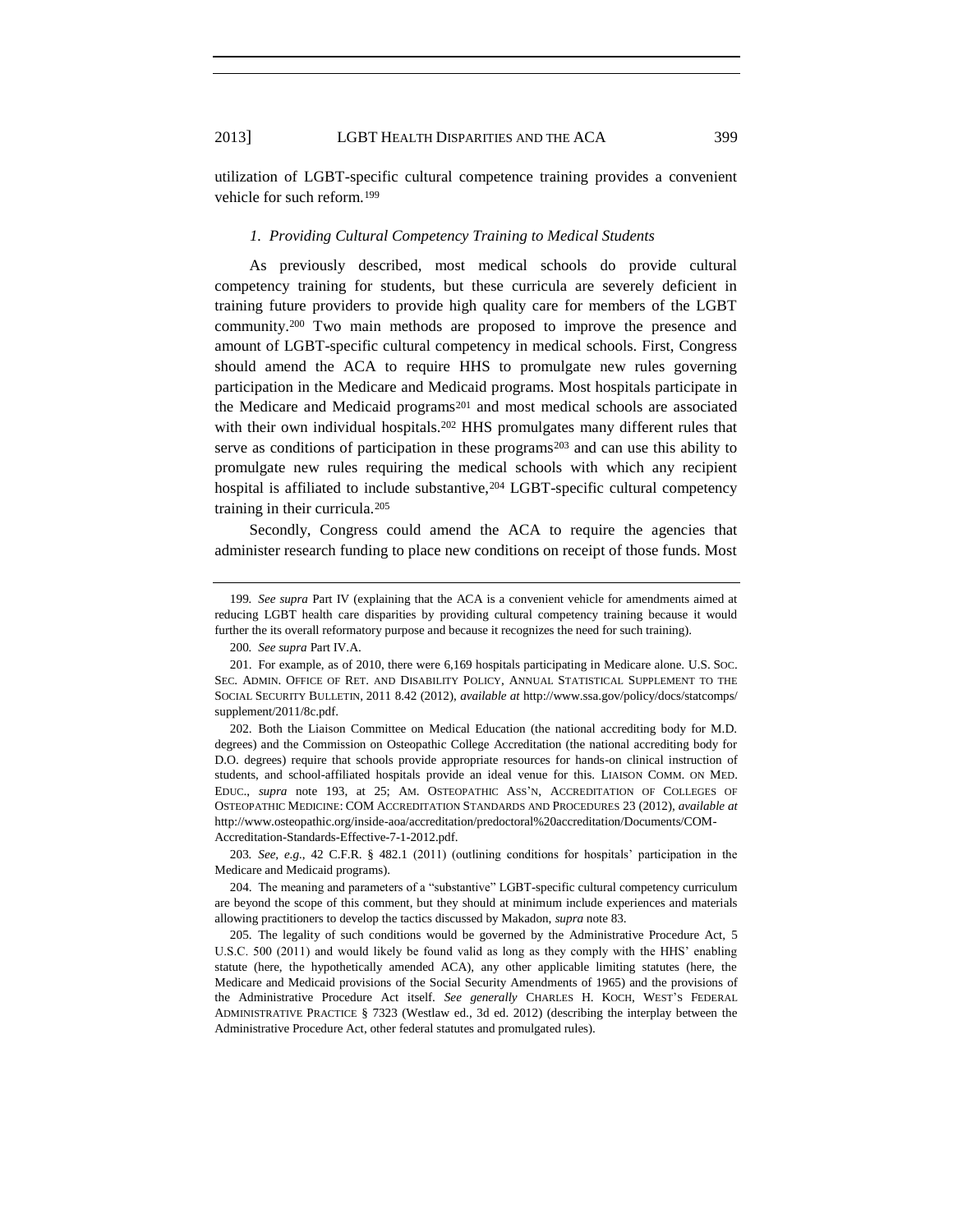utilization of LGBT-specific cultural competence training provides a convenient vehicle for such reform.[199]

### *1. Providing Cultural Competency Training to Medical Students*

As previously described, most medical schools do provide cultural competency training for students, but these curricula are severely deficient in training future providers to provide high quality care for members of the LGBT community.[200] Two main methods are proposed to improve the presence and amount of LGBT-specific cultural competency in medical schools. First, Congress should amend the ACA to require HHS to promulgate new rules governing participation in the Medicare and Medicaid programs. Most hospitals participate in the Medicare and Medicaid programs[201] and most medical schools are associated with their own individual hospitals.[202] HHS promulgates many different rules that serve as conditions of participation in these programs[203] and can use this ability to promulgate new rules requiring the medical schools with which any recipient hospital is affiliated to include substantive,[204] LGBT-specific cultural competency training in their curricula.[205]

Secondly, Congress could amend the ACA to require the agencies that administer research funding to place new conditions on receipt of those funds. Most

---

199. *See supra* Part IV (explaining that the ACA is a convenient vehicle for amendments aimed at reducing LGBT health care disparities by providing cultural competency training because it would further the its overall reformatory purpose and because it recognizes the need for such training).

200. *See supra* Part IV.A.

201. For example, as of 2010, there were 6,169 hospitals participating in Medicare alone. U.S. SOC. SEC. ADMIN. OFFICE OF RET. AND DISABILITY POLICY, ANNUAL STATISTICAL SUPPLEMENT TO THE SOCIAL SECURITY BULLETIN, 2011 8.42 (2012), *available at* http://www.ssa.gov/policy/docs/statcomps/supplement/2011/8c.pdf.

202. Both the Liaison Committee on Medical Education (the national accrediting body for M.D. degrees) and the Commission on Osteopathic College Accreditation (the national accrediting body for D.O. degrees) require that schools provide appropriate resources for hands-on clinical instruction of students, and school-affiliated hospitals provide an ideal venue for this. LIAISON COMM. ON MED. EDUC., *supra* note 193, at 25; AM. OSTEOPATHIC ASS'N, ACCREDITATION OF COLLEGES OF OSTEOPATHIC MEDICINE: COM ACCREDITATION STANDARDS AND PROCEDURES 23 (2012), *available at* http://www.osteopathic.org/inside-aoa/accreditation/predoctoral%20accreditation/Documents/COM-Accreditation-Standards-Effective-7-1-2012.pdf.

203. *See, e.g.*, 42 C.F.R. § 482.1 (2011) (outlining conditions for hospitals' participation in the Medicare and Medicaid programs).

204. The meaning and parameters of a "substantive" LGBT-specific cultural competency curriculum are beyond the scope of this comment, but they should at minimum include experiences and materials allowing practitioners to develop the tactics discussed by Makadon, *supra* note 83.

205. The legality of such conditions would be governed by the Administrative Procedure Act, 5 U.S.C. 500 (2011) and would likely be found valid as long as they comply with the HHS' enabling statute (here, the hypothetically amended ACA), any other applicable limiting statutes (here, the Medicare and Medicaid provisions of the Social Security Amendments of 1965) and the provisions of the Administrative Procedure Act itself. *See generally* CHARLES H. KOCH, WEST'S FEDERAL ADMINISTRATIVE PRACTICE § 7323 (Westlaw ed., 3d ed. 2012) (describing the interplay between the Administrative Procedure Act, other federal statutes and promulgated rules).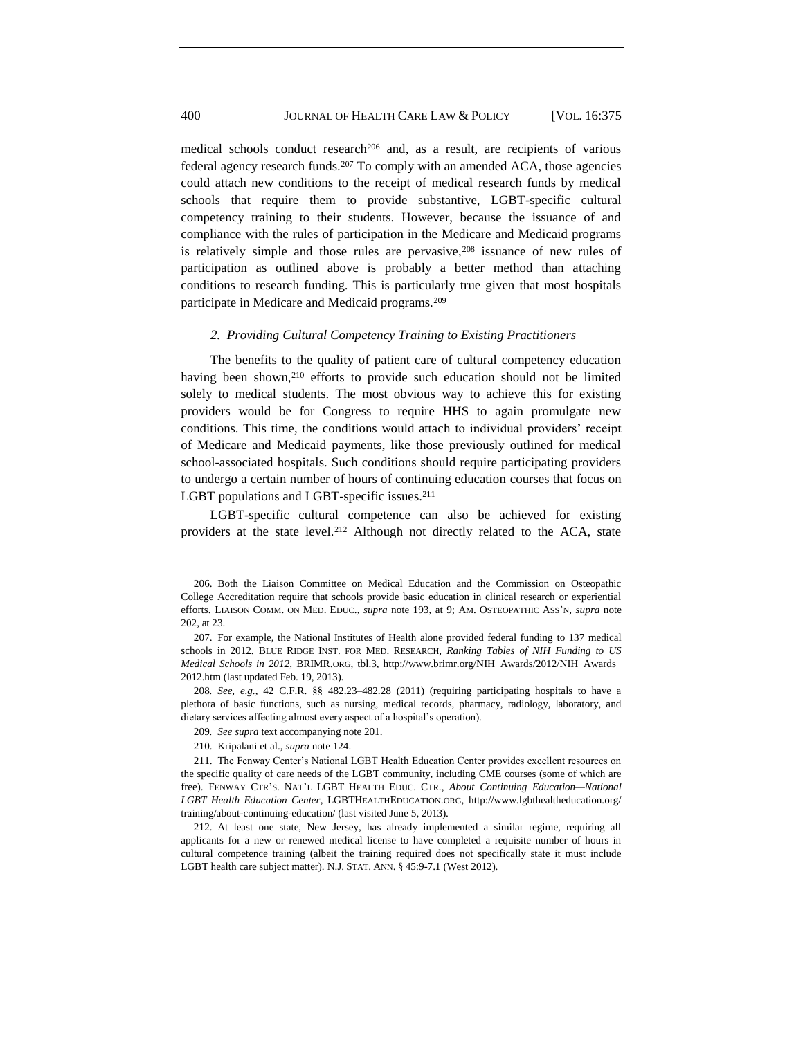medical schools conduct research[206] and, as a result, are recipients of various federal agency research funds.[207] To comply with an amended ACA, those agencies could attach new conditions to the receipt of medical research funds by medical schools that require them to provide substantive, LGBT-specific cultural competency training to their students. However, because the issuance of and compliance with the rules of participation in the Medicare and Medicaid programs is relatively simple and those rules are pervasive,[208] issuance of new rules of participation as outlined above is probably a better method than attaching conditions to research funding. This is particularly true given that most hospitals participate in Medicare and Medicaid programs.[209]

*2. Providing Cultural Competency Training to Existing Practitioners*

The benefits to the quality of patient care of cultural competency education having been shown,[210] efforts to provide such education should not be limited solely to medical students. The most obvious way to achieve this for existing providers would be for Congress to require HHS to again promulgate new conditions. This time, the conditions would attach to individual providers' receipt of Medicare and Medicaid payments, like those previously outlined for medical school-associated hospitals. Such conditions should require participating providers to undergo a certain number of hours of continuing education courses that focus on LGBT populations and LGBT-specific issues.[211]

LGBT-specific cultural competence can also be achieved for existing providers at the state level.[212] Although not directly related to the ACA, state

---

206. Both the Liaison Committee on Medical Education and the Commission on Osteopathic College Accreditation require that schools provide basic education in clinical research or experiential efforts. LIAISON COMM. ON MED. EDUC., *supra* note 193, at 9; AM. OSTEOPATHIC ASS'N, *supra* note 202, at 23.

207. For example, the National Institutes of Health alone provided federal funding to 137 medical schools in 2012. BLUE RIDGE INST. FOR MED. RESEARCH, *Ranking Tables of NIH Funding to US Medical Schools in 2012*, BRIMR.ORG, tbl.3, http://www.brimr.org/NIH_Awards/2012/NIH_Awards_2012.htm (last updated Feb. 19, 2013).

208. *See, e.g.*, 42 C.F.R. §§ 482.23–482.28 (2011) (requiring participating hospitals to have a plethora of basic functions, such as nursing, medical records, pharmacy, radiology, laboratory, and dietary services affecting almost every aspect of a hospital's operation).

209. *See supra* text accompanying note 201.

210. Kripalani et al., *supra* note 124.

211. The Fenway Center's National LGBT Health Education Center provides excellent resources on the specific quality of care needs of the LGBT community, including CME courses (some of which are free). FENWAY CTR'S. NAT'L LGBT HEALTH EDUC. CTR., *About Continuing Education—National LGBT Health Education Center*, LGBTHEALTHEDUCATION.ORG, http://www.lgbthealtheducation.org/training/about-continuing-education/ (last visited June 5, 2013).

212. At least one state, New Jersey, has already implemented a similar regime, requiring all applicants for a new or renewed medical license to have completed a requisite number of hours in cultural competence training (albeit the training required does not specifically state it must include LGBT health care subject matter). N.J. STAT. ANN. § 45:9-7.1 (West 2012).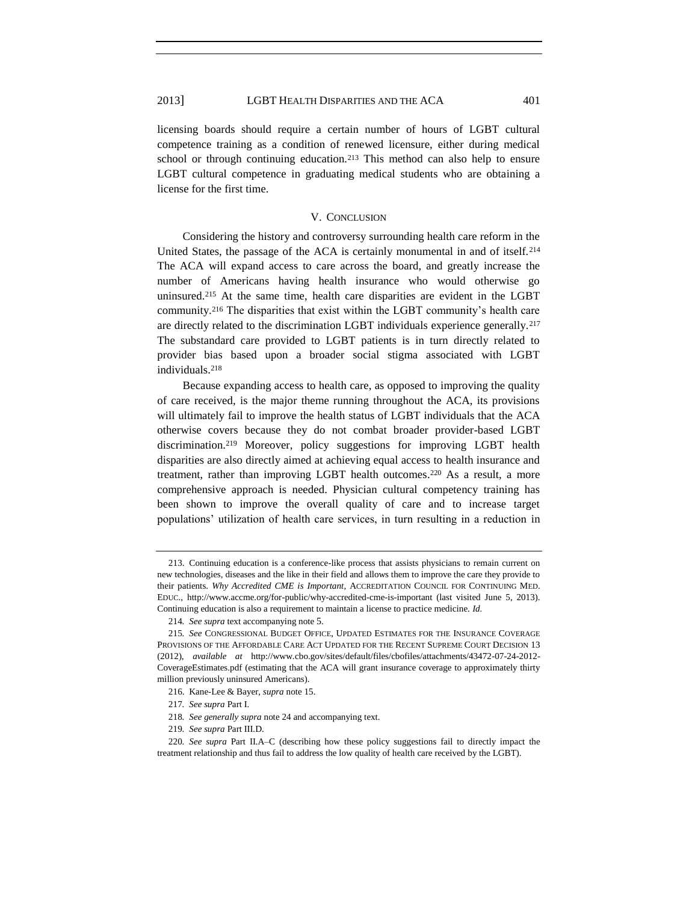licensing boards should require a certain number of hours of LGBT cultural competence training as a condition of renewed licensure, either during medical school or through continuing education.[213] This method can also help to ensure LGBT cultural competence in graduating medical students who are obtaining a license for the first time.

## V. CONCLUSION

Considering the history and controversy surrounding health care reform in the United States, the passage of the ACA is certainly monumental in and of itself.[214] The ACA will expand access to care across the board, and greatly increase the number of Americans having health insurance who would otherwise go uninsured.[215] At the same time, health care disparities are evident in the LGBT community.[216] The disparities that exist within the LGBT community's health care are directly related to the discrimination LGBT individuals experience generally.[217] The substandard care provided to LGBT patients is in turn directly related to provider bias based upon a broader social stigma associated with LGBT individuals.[218]

Because expanding access to health care, as opposed to improving the quality of care received, is the major theme running throughout the ACA, its provisions will ultimately fail to improve the health status of LGBT individuals that the ACA otherwise covers because they do not combat broader provider-based LGBT discrimination.[219] Moreover, policy suggestions for improving LGBT health disparities are also directly aimed at achieving equal access to health insurance and treatment, rather than improving LGBT health outcomes.[220] As a result, a more comprehensive approach is needed. Physician cultural competency training has been shown to improve the overall quality of care and to increase target populations' utilization of health care services, in turn resulting in a reduction in

---

213. Continuing education is a conference-like process that assists physicians to remain current on new technologies, diseases and the like in their field and allows them to improve the care they provide to their patients. *Why Accredited CME is Important*, ACCREDITATION COUNCIL FOR CONTINUING MED. EDUC., http://www.accme.org/for-public/why-accredited-cme-is-important (last visited June 5, 2013). Continuing education is also a requirement to maintain a license to practice medicine. *Id.*

214. *See supra* text accompanying note 5.

215. *See* CONGRESSIONAL BUDGET OFFICE, UPDATED ESTIMATES FOR THE INSURANCE COVERAGE PROVISIONS OF THE AFFORDABLE CARE ACT UPDATED FOR THE RECENT SUPREME COURT DECISION 13 (2012), *available at* http://www.cbo.gov/sites/default/files/cbofiles/attachments/43472-07-24-2012-CoverageEstimates.pdf (estimating that the ACA will grant insurance coverage to approximately thirty million previously uninsured Americans).

216. Kane-Lee & Bayer, *supra* note 15.

217. *See supra* Part I.

218. *See generally supra* note 24 and accompanying text.

219. *See supra* Part III.D.

220. *See supra* Part II.A–C (describing how these policy suggestions fail to directly impact the treatment relationship and thus fail to address the low quality of health care received by the LGBT).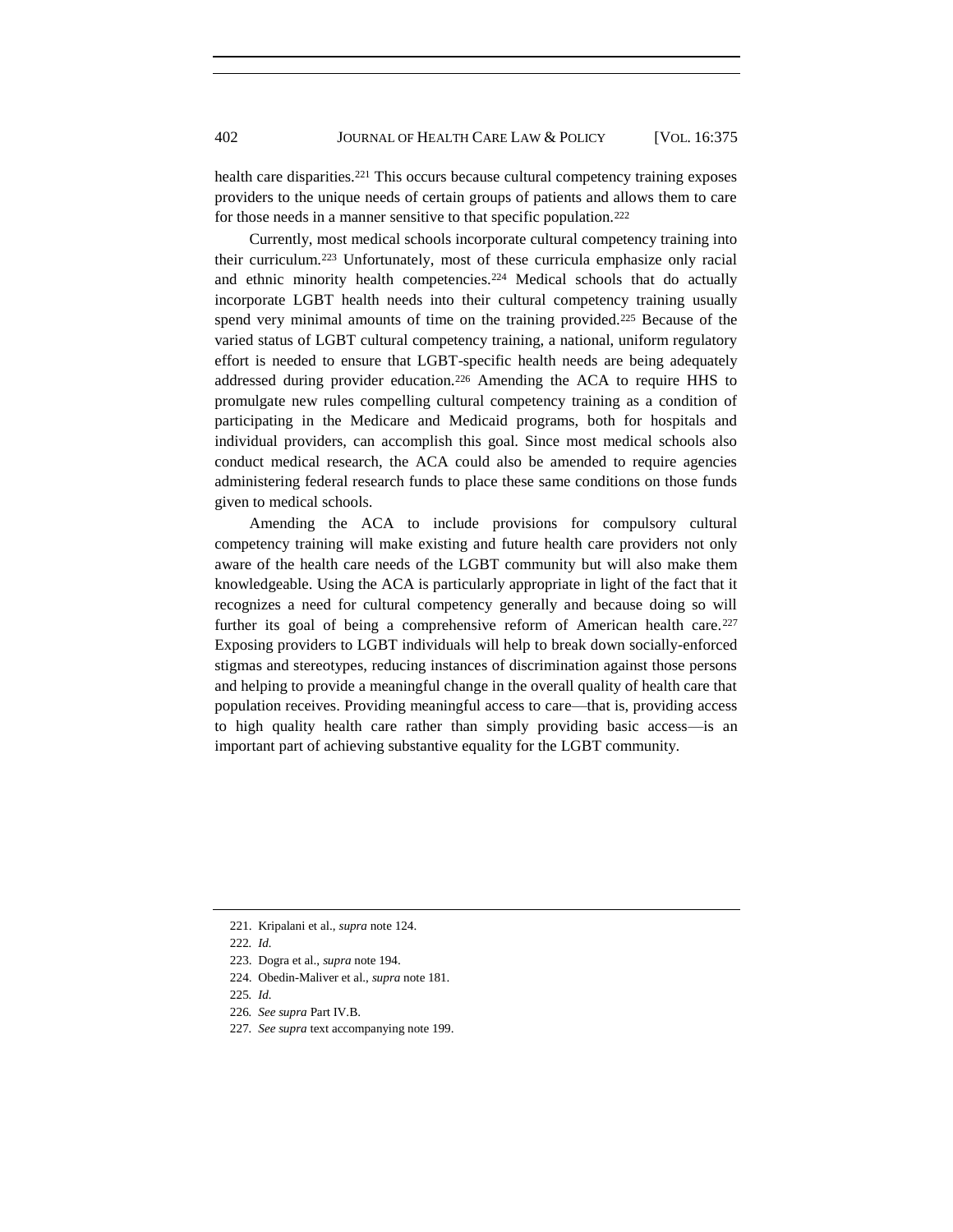health care disparities.[221] This occurs because cultural competency training exposes providers to the unique needs of certain groups of patients and allows them to care for those needs in a manner sensitive to that specific population.[222]

Currently, most medical schools incorporate cultural competency training into their curriculum.[223] Unfortunately, most of these curricula emphasize only racial and ethnic minority health competencies.[224] Medical schools that do actually incorporate LGBT health needs into their cultural competency training usually spend very minimal amounts of time on the training provided.[225] Because of the varied status of LGBT cultural competency training, a national, uniform regulatory effort is needed to ensure that LGBT-specific health needs are being adequately addressed during provider education.[226] Amending the ACA to require HHS to promulgate new rules compelling cultural competency training as a condition of participating in the Medicare and Medicaid programs, both for hospitals and individual providers, can accomplish this goal. Since most medical schools also conduct medical research, the ACA could also be amended to require agencies administering federal research funds to place these same conditions on those funds given to medical schools.

Amending the ACA to include provisions for compulsory cultural competency training will make existing and future health care providers not only aware of the health care needs of the LGBT community but will also make them knowledgeable. Using the ACA is particularly appropriate in light of the fact that it recognizes a need for cultural competency generally and because doing so will further its goal of being a comprehensive reform of American health care.[227] Exposing providers to LGBT individuals will help to break down socially-enforced stigmas and stereotypes, reducing instances of discrimination against those persons and helping to provide a meaningful change in the overall quality of health care that population receives. Providing meaningful access to care—that is, providing access to high quality health care rather than simply providing basic access—is an important part of achieving substantive equality for the LGBT community.

---

221. Kripalani et al., *supra* note 124.

222. *Id.*

223. Dogra et al., *supra* note 194.

224. Obedin-Maliver et al., *supra* note 181.

225. *Id.*

226. *See supra* Part IV.B.

227. *See supra* text accompanying note 199.